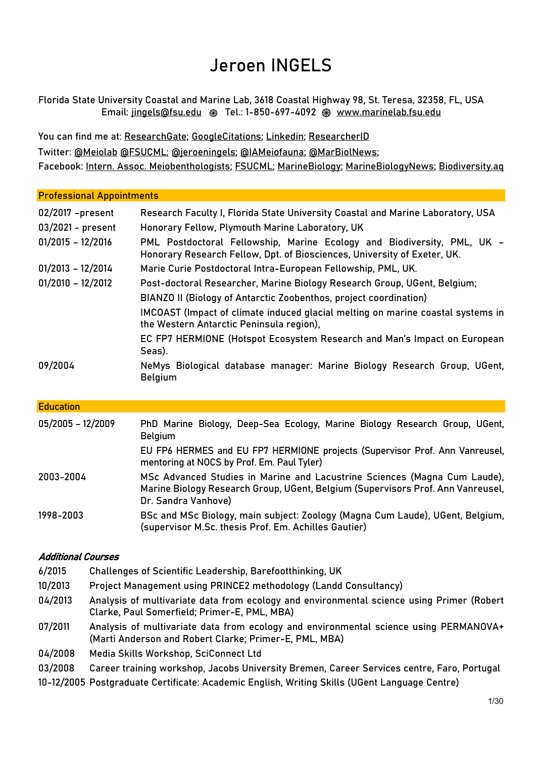# Jeroen INGELS

Florida State University Coastal and Marine Lab, 3618 Coastal Highway 98, St. Teresa, 32358, FL, USA
Email: jingels@fsu.edu ֍ Tel.: 1-850-697-4092 ֍ www.marinelab.fsu.edu

You can find me at: ResearchGate; GoogleCitations; Linkedin; ResearcherID
Twitter: @Meiolab @FSUCML; @jeroeningels; @IAMeiofauna; @MarBiolNews;
Facebook: Intern. Assoc. Meiobenthologists; FSUCML; MarineBiology; MarineBiologyNews; Biodiversity.aq

## Professional Appointments

| | |
|---|---|
| 02/2017 –present | Research Faculty I, Florida State University Coastal and Marine Laboratory, USA |
| 03/2021 - present | Honorary Fellow, Plymouth Marine Laboratory, UK |
| 01/2015 – 12/2016 | PML Postdoctoral Fellowship, Marine Ecology and Biodiversity, PML, UK – Honorary Research Fellow, Dpt. of Biosciences, University of Exeter, UK. |
| 01/2013 – 12/2014 | Marie Curie Postdoctoral Intra-European Fellowship, PML, UK. |
| 01/2010 – 12/2012 | Post-doctoral Researcher, Marine Biology Research Group, UGent, Belgium; |
| | BIANZO II (Biology of Antarctic Zoobenthos, project coordination) |
| | IMCOAST (Impact of climate induced glacial melting on marine coastal systems in the Western Antarctic Peninsula region), |
| | EC FP7 HERMIONE (Hotspot Ecosystem Research and Man's Impact on European Seas). |
| 09/2004 | NeMys Biological database manager: Marine Biology Research Group, UGent, Belgium |

## Education

| | |
|---|---|
| 05/2005 – 12/2009 | PhD Marine Biology, Deep-Sea Ecology, Marine Biology Research Group, UGent, Belgium |
| | EU FP6 HERMES and EU FP7 HERMIONE projects (Supervisor Prof. Ann Vanreusel, mentoring at NOCS by Prof. Em. Paul Tyler) |
| 2003-2004 | MSc Advanced Studies in Marine and Lacustrine Sciences (Magna Cum Laude), Marine Biology Research Group, UGent, Belgium (Supervisors Prof. Ann Vanreusel, Dr. Sandra Vanhove) |
| 1998-2003 | BSc and MSc Biology, main subject: Zoology (Magna Cum Laude), UGent, Belgium, (supervisor M.Sc. thesis Prof. Em. Achilles Gautier) |

### *Additional Courses*

| | |
|---|---|
| 6/2015 | Challenges of Scientific Leadership, Barefootthinking, UK |
| 10/2013 | Project Management using PRINCE2 methodology (Landd Consultancy) |
| 04/2013 | Analysis of multivariate data from ecology and environmental science using Primer (Robert Clarke, Paul Somerfield; Primer-E, PML, MBA) |
| 07/2011 | Analysis of multivariate data from ecology and environmental science using PERMANOVA+ (Marti Anderson and Robert Clarke; Primer-E, PML, MBA) |
| 04/2008 | Media Skills Workshop, SciConnect Ltd |
| 03/2008 | Career training workshop, Jacobs University Bremen, Career Services centre, Faro, Portugal |
| 10-12/2005 | Postgraduate Certificate: Academic English, Writing Skills (UGent Language Centre) |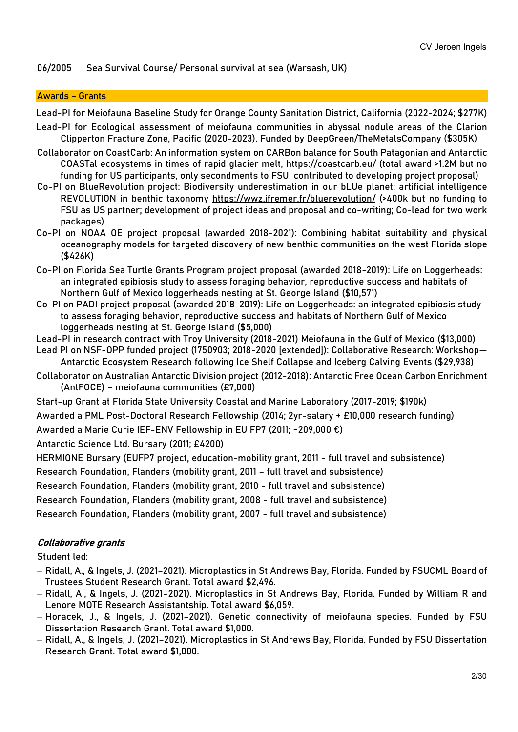06/2005 Sea Survival Course/ Personal survival at sea (Warsash, UK)

## Awards – Grants

Lead-PI for Meiofauna Baseline Study for Orange County Sanitation District, California (2022-2024; $277K)

Lead-PI for Ecological assessment of meiofauna communities in abyssal nodule areas of the Clarion Clipperton Fracture Zone, Pacific (2020-2023). Funded by DeepGreen/TheMetalsCompany ($305K)

Collaborator on CoastCarb: An information system on CARBon balance for South Patagonian and Antarctic COASTal ecosystems in times of rapid glacier melt, https://coastcarb.eu/ (total award >1.2M but no funding for US participants, only secondments to FSU; contributed to developing project proposal)

Co-PI on BlueRevolution project: Biodiversity underestimation in our bLUe planet: artificial intelligence REVOLUTION in benthic taxonomy https://wwz.ifremer.fr/bluerevolution/ (>400k but no funding to FSU as US partner; development of project ideas and proposal and co-writing; Co-lead for two work packages)

Co-PI on NOAA OE project proposal (awarded 2018-2021): Combining habitat suitability and physical oceanography models for targeted discovery of new benthic communities on the west Florida slope ($426K)

Co-PI on Florida Sea Turtle Grants Program project proposal (awarded 2018-2019): Life on Loggerheads: an integrated epibiosis study to assess foraging behavior, reproductive success and habitats of Northern Gulf of Mexico loggerheads nesting at St. George Island ($10,571)

Co-PI on PADI project proposal (awarded 2018-2019): Life on Loggerheads: an integrated epibiosis study to assess foraging behavior, reproductive success and habitats of Northern Gulf of Mexico loggerheads nesting at St. George Island ($5,000)

Lead-PI in research contract with Troy University (2018-2021) Meiofauna in the Gulf of Mexico ($13,000)

Lead PI on NSF-OPP funded project (1750903; 2018-2020 [extended]): Collaborative Research: Workshop—Antarctic Ecosystem Research following Ice Shelf Collapse and Iceberg Calving Events ($29,938)

Collaborator on Australian Antarctic Division project (2012-2018): Antarctic Free Ocean Carbon Enrichment (AntFOCE) – meiofauna communities (£7,000)

Start-up Grant at Florida State University Coastal and Marine Laboratory (2017-2019; $190k)

Awarded a PML Post-Doctoral Research Fellowship (2014; 2yr-salary + £10,000 research funding)

Awarded a Marie Curie IEF-ENV Fellowship in EU FP7 (2011; ~209,000 €)

Antarctic Science Ltd. Bursary (2011; £4200)

HERMIONE Bursary (EUFP7 project, education-mobility grant, 2011 - full travel and subsistence)

Research Foundation, Flanders (mobility grant, 2011 – full travel and subsistence)

Research Foundation, Flanders (mobility grant, 2010 - full travel and subsistence)

Research Foundation, Flanders (mobility grant, 2008 - full travel and subsistence)

Research Foundation, Flanders (mobility grant, 2007 - full travel and subsistence)

### *Collaborative grants*

Student led:

- Ridall, A., & Ingels, J. (2021–2021). Microplastics in St Andrews Bay, Florida. Funded by FSUCML Board of Trustees Student Research Grant. Total award $2,496.
- Ridall, A., & Ingels, J. (2021–2021). Microplastics in St Andrews Bay, Florida. Funded by William R and Lenore MOTE Research Assistantship. Total award $6,059.
- Horacek, J., & Ingels, J. (2021–2021). Genetic connectivity of meiofauna species. Funded by FSU Dissertation Research Grant. Total award $1,000.
- Ridall, A., & Ingels, J. (2021–2021). Microplastics in St Andrews Bay, Florida. Funded by FSU Dissertation Research Grant. Total award $1,000.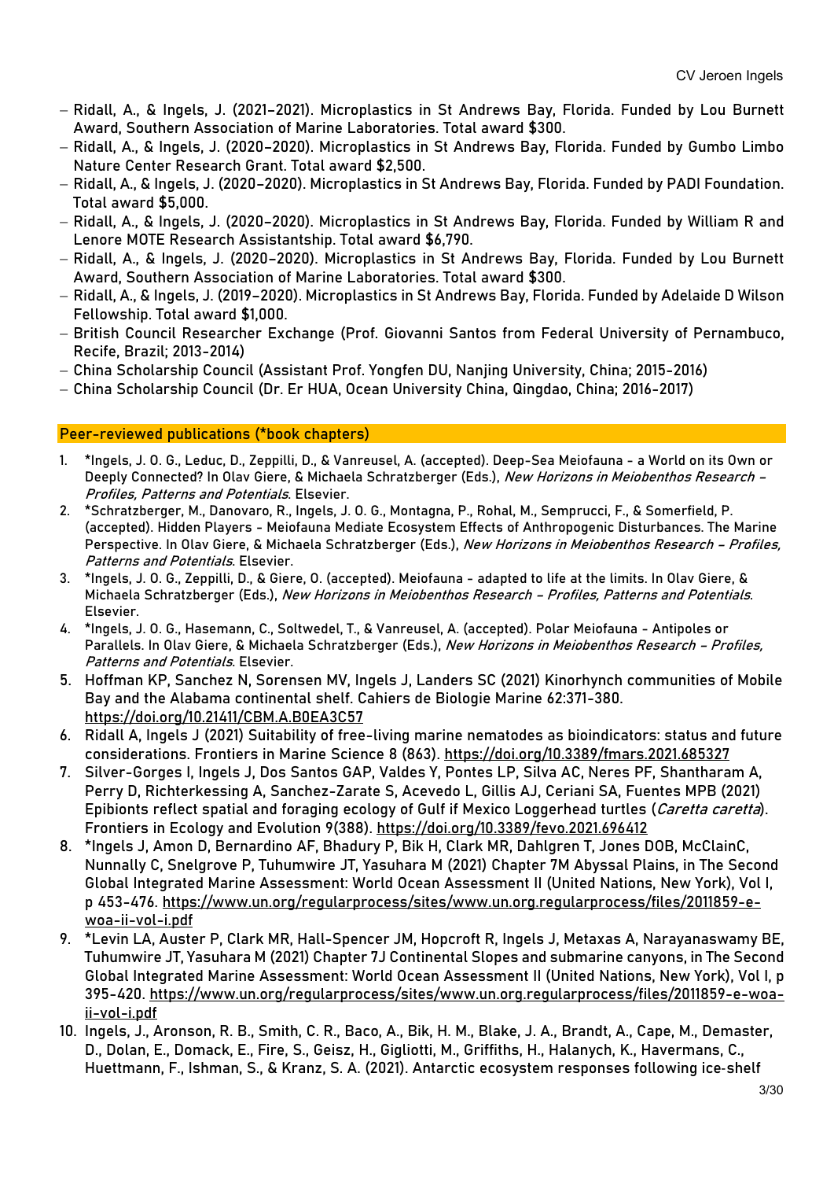- Ridall, A., & Ingels, J. (2021–2021). Microplastics in St Andrews Bay, Florida. Funded by Lou Burnett Award, Southern Association of Marine Laboratories. Total award $300.
- Ridall, A., & Ingels, J. (2020–2020). Microplastics in St Andrews Bay, Florida. Funded by Gumbo Limbo Nature Center Research Grant. Total award $2,500.
- Ridall, A., & Ingels, J. (2020–2020). Microplastics in St Andrews Bay, Florida. Funded by PADI Foundation. Total award $5,000.
- Ridall, A., & Ingels, J. (2020–2020). Microplastics in St Andrews Bay, Florida. Funded by William R and Lenore MOTE Research Assistantship. Total award $6,790.
- Ridall, A., & Ingels, J. (2020–2020). Microplastics in St Andrews Bay, Florida. Funded by Lou Burnett Award, Southern Association of Marine Laboratories. Total award $300.
- Ridall, A., & Ingels, J. (2019–2020). Microplastics in St Andrews Bay, Florida. Funded by Adelaide D Wilson Fellowship. Total award $1,000.
- British Council Researcher Exchange (Prof. Giovanni Santos from Federal University of Pernambuco, Recife, Brazil; 2013-2014)
- China Scholarship Council (Assistant Prof. Yongfen DU, Nanjing University, China; 2015-2016)
- China Scholarship Council (Dr. Er HUA, Ocean University China, Qingdao, China; 2016-2017)

## Peer-reviewed publications (*book chapters)

1. *Ingels, J. O. G., Leduc, D., Zeppilli, D., & Vanreusel, A. (accepted). Deep-Sea Meiofauna - a World on its Own or Deeply Connected? In Olav Giere, & Michaela Schratzberger (Eds.), *New Horizons in Meiobenthos Research – Profiles, Patterns and Potentials*. Elsevier.
2. *Schratzberger, M., Danovaro, R., Ingels, J. O. G., Montagna, P., Rohal, M., Semprucci, F., & Somerfield, P. (accepted). Hidden Players - Meiofauna Mediate Ecosystem Effects of Anthropogenic Disturbances. The Marine Perspective. In Olav Giere, & Michaela Schratzberger (Eds.), *New Horizons in Meiobenthos Research – Profiles, Patterns and Potentials*. Elsevier.
3. *Ingels, J. O. G., Zeppilli, D., & Giere, O. (accepted). Meiofauna - adapted to life at the limits. In Olav Giere, & Michaela Schratzberger (Eds.), *New Horizons in Meiobenthos Research – Profiles, Patterns and Potentials*. Elsevier.
4. *Ingels, J. O. G., Hasemann, C., Soltwedel, T., & Vanreusel, A. (accepted). Polar Meiofauna - Antipoles or Parallels. In Olav Giere, & Michaela Schratzberger (Eds.), *New Horizons in Meiobenthos Research – Profiles, Patterns and Potentials*. Elsevier.
5. Hoffman KP, Sanchez N, Sorensen MV, Ingels J, Landers SC (2021) Kinorhynch communities of Mobile Bay and the Alabama continental shelf. Cahiers de Biologie Marine 62:371-380. https://doi.org/10.21411/CBM.A.B0EA3C57
6. Ridall A, Ingels J (2021) Suitability of free-living marine nematodes as bioindicators: status and future considerations. Frontiers in Marine Science 8 (863). https://doi.org/10.3389/fmars.2021.685327
7. Silver-Gorges I, Ingels J, Dos Santos GAP, Valdes Y, Pontes LP, Silva AC, Neres PF, Shantharam A, Perry D, Richterkessing A, Sanchez-Zarate S, Acevedo L, Gillis AJ, Ceriani SA, Fuentes MPB (2021) Epibionts reflect spatial and foraging ecology of Gulf if Mexico Loggerhead turtles (*Caretta caretta*). Frontiers in Ecology and Evolution 9(388). https://doi.org/10.3389/fevo.2021.696412
8. *Ingels J, Amon D, Bernardino AF, Bhadury P, Bik H, Clark MR, Dahlgren T, Jones DOB, McClainC, Nunnally C, Snelgrove P, Tuhumwire JT, Yasuhara M (2021) Chapter 7M Abyssal Plains, in The Second Global Integrated Marine Assessment: World Ocean Assessment II (United Nations, New York), Vol I, p 453-476. https://www.un.org/regularprocess/sites/www.un.org.regularprocess/files/2011859-e-woa-ii-vol-i.pdf
9. *Levin LA, Auster P, Clark MR, Hall-Spencer JM, Hopcroft R, Ingels J, Metaxas A, Narayanaswamy BE, Tuhumwire JT, Yasuhara M (2021) Chapter 7J Continental Slopes and submarine canyons, in The Second Global Integrated Marine Assessment: World Ocean Assessment II (United Nations, New York), Vol I, p 395-420. https://www.un.org/regularprocess/sites/www.un.org.regularprocess/files/2011859-e-woa-ii-vol-i.pdf
10. Ingels, J., Aronson, R. B., Smith, C. R., Baco, A., Bik, H. M., Blake, J. A., Brandt, A., Cape, M., Demaster, D., Dolan, E., Domack, E., Fire, S., Geisz, H., Gigliotti, M., Griffiths, H., Halanych, K., Havermans, C., Huettmann, F., Ishman, S., & Kranz, S. A. (2021). Antarctic ecosystem responses following ice-shelf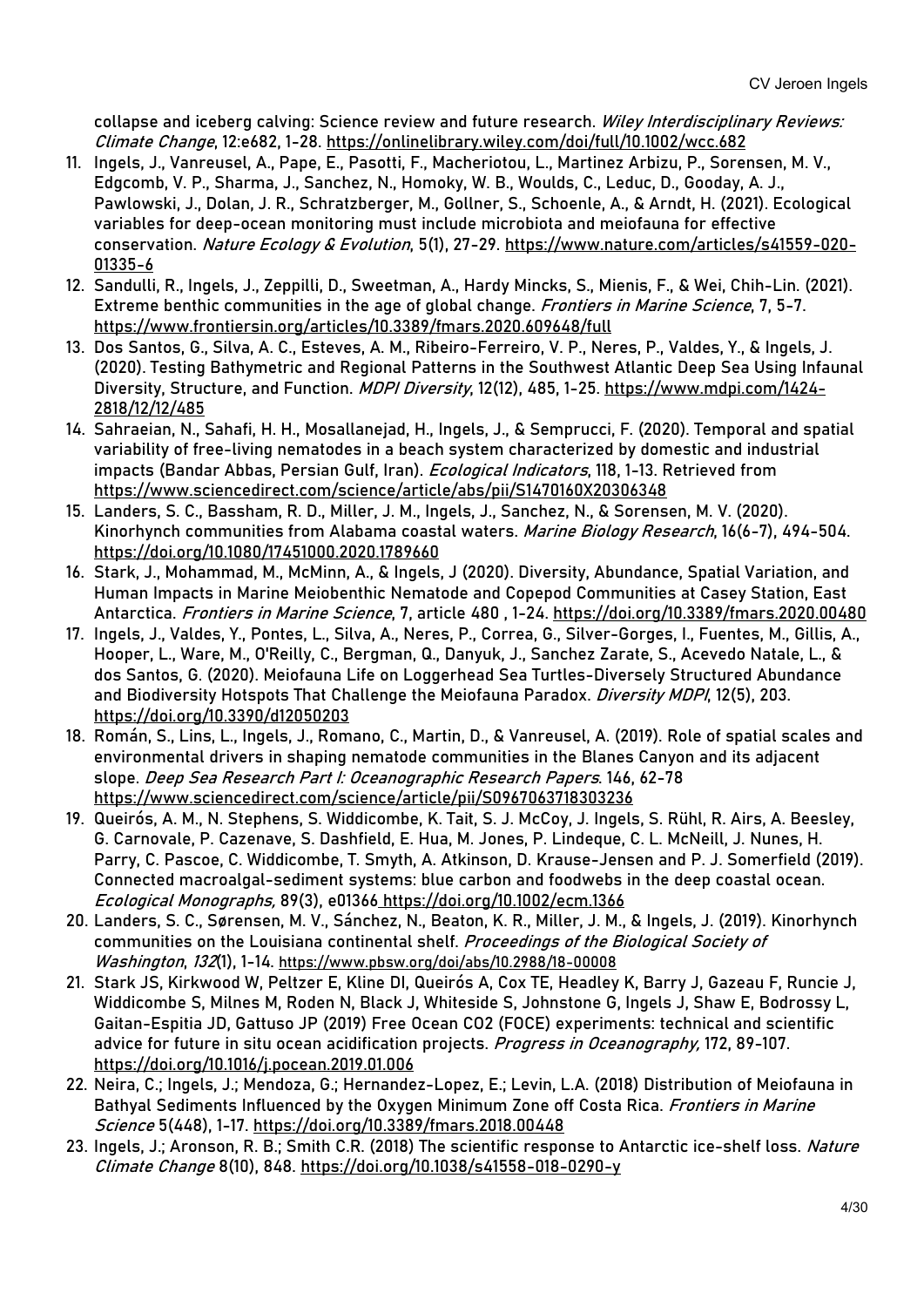collapse and iceberg calving: Science review and future research. *Wiley Interdisciplinary Reviews: Climate Change*, 12:e682, 1-28. https://onlinelibrary.wiley.com/doi/full/10.1002/wcc.682

11. Ingels, J., Vanreusel, A., Pape, E., Pasotti, F., Macheriotou, L., Martinez Arbizu, P., Sorensen, M. V., Edgcomb, V. P., Sharma, J., Sanchez, N., Homoky, W. B., Woulds, C., Leduc, D., Gooday, A. J., Pawlowski, J., Dolan, J. R., Schratzberger, M., Gollner, S., Schoenle, A., & Arndt, H. (2021). Ecological variables for deep-ocean monitoring must include microbiota and meiofauna for effective conservation. *Nature Ecology & Evolution*, 5(1), 27-29. https://www.nature.com/articles/s41559-020-01335-6
12. Sandulli, R., Ingels, J., Zeppilli, D., Sweetman, A., Hardy Mincks, S., Mienis, F., & Wei, Chih-Lin. (2021). Extreme benthic communities in the age of global change. *Frontiers in Marine Science*, 7, 5-7. https://www.frontiersin.org/articles/10.3389/fmars.2020.609648/full
13. Dos Santos, G., Silva, A. C., Esteves, A. M., Ribeiro-Ferreiro, V. P., Neres, P., Valdes, Y., & Ingels, J. (2020). Testing Bathymetric and Regional Patterns in the Southwest Atlantic Deep Sea Using Infaunal Diversity, Structure, and Function. *MDPI Diversity*, 12(12), 485, 1-25. https://www.mdpi.com/1424-2818/12/12/485
14. Sahraeian, N., Sahafi, H. H., Mosallanejad, H., Ingels, J., & Semprucci, F. (2020). Temporal and spatial variability of free-living nematodes in a beach system characterized by domestic and industrial impacts (Bandar Abbas, Persian Gulf, Iran). *Ecological Indicators*, 118, 1-13. Retrieved from https://www.sciencedirect.com/science/article/abs/pii/S1470160X20306348
15. Landers, S. C., Bassham, R. D., Miller, J. M., Ingels, J., Sanchez, N., & Sorensen, M. V. (2020). Kinorhynch communities from Alabama coastal waters. *Marine Biology Research*, 16(6-7), 494-504. https://doi.org/10.1080/17451000.2020.1789660
16. Stark, J., Mohammad, M., McMinn, A., & Ingels, J (2020). Diversity, Abundance, Spatial Variation, and Human Impacts in Marine Meiobenthic Nematode and Copepod Communities at Casey Station, East Antarctica. *Frontiers in Marine Science*, 7, article 480 , 1-24. https://doi.org/10.3389/fmars.2020.00480
17. Ingels, J., Valdes, Y., Pontes, L., Silva, A., Neres, P., Correa, G., Silver-Gorges, I., Fuentes, M., Gillis, A., Hooper, L., Ware, M., O'Reilly, C., Bergman, Q., Danyuk, J., Sanchez Zarate, S., Acevedo Natale, L., & dos Santos, G. (2020). Meiofauna Life on Loggerhead Sea Turtles-Diversely Structured Abundance and Biodiversity Hotspots That Challenge the Meiofauna Paradox. *Diversity MDPI*, 12(5), 203. https://doi.org/10.3390/d12050203
18. Román, S., Lins, L., Ingels, J., Romano, C., Martin, D., & Vanreusel, A. (2019). Role of spatial scales and environmental drivers in shaping nematode communities in the Blanes Canyon and its adjacent slope. *Deep Sea Research Part I: Oceanographic Research Papers*. 146, 62-78 https://www.sciencedirect.com/science/article/pii/S0967063718303236
19. Queirós, A. M., N. Stephens, S. Widdicombe, K. Tait, S. J. McCoy, J. Ingels, S. Rühl, R. Airs, A. Beesley, G. Carnovale, P. Cazenave, S. Dashfield, E. Hua, M. Jones, P. Lindeque, C. L. McNeill, J. Nunes, H. Parry, C. Pascoe, C. Widdicombe, T. Smyth, A. Atkinson, D. Krause-Jensen and P. J. Somerfield (2019). Connected macroalgal-sediment systems: blue carbon and foodwebs in the deep coastal ocean. *Ecological Monographs,* 89(3), e01366 https://doi.org/10.1002/ecm.1366
20. Landers, S. C., Sørensen, M. V., Sánchez, N., Beaton, K. R., Miller, J. M., & Ingels, J. (2019). Kinorhynch communities on the Louisiana continental shelf. *Proceedings of the Biological Society of Washington*, *132*(1), 1-14. https://www.pbsw.org/doi/abs/10.2988/18-00008
21. Stark JS, Kirkwood W, Peltzer E, Kline DI, Queirós A, Cox TE, Headley K, Barry J, Gazeau F, Runcie J, Widdicombe S, Milnes M, Roden N, Black J, Whiteside S, Johnstone G, Ingels J, Shaw E, Bodrossy L, Gaitan-Espitia JD, Gattuso JP (2019) Free Ocean CO2 (FOCE) experiments: technical and scientific advice for future in situ ocean acidification projects. *Progress in Oceanography,* 172, 89-107. https://doi.org/10.1016/j.pocean.2019.01.006
22. Neira, C.; Ingels, J.; Mendoza, G.; Hernandez-Lopez, E.; Levin, L.A. (2018) Distribution of Meiofauna in Bathyal Sediments Influenced by the Oxygen Minimum Zone off Costa Rica. *Frontiers in Marine Science* 5(448), 1-17. https://doi.org/10.3389/fmars.2018.00448
23. Ingels, J.; Aronson, R. B.; Smith C.R. (2018) The scientific response to Antarctic ice-shelf loss. *Nature Climate Change* 8(10), 848. https://doi.org/10.1038/s41558-018-0290-y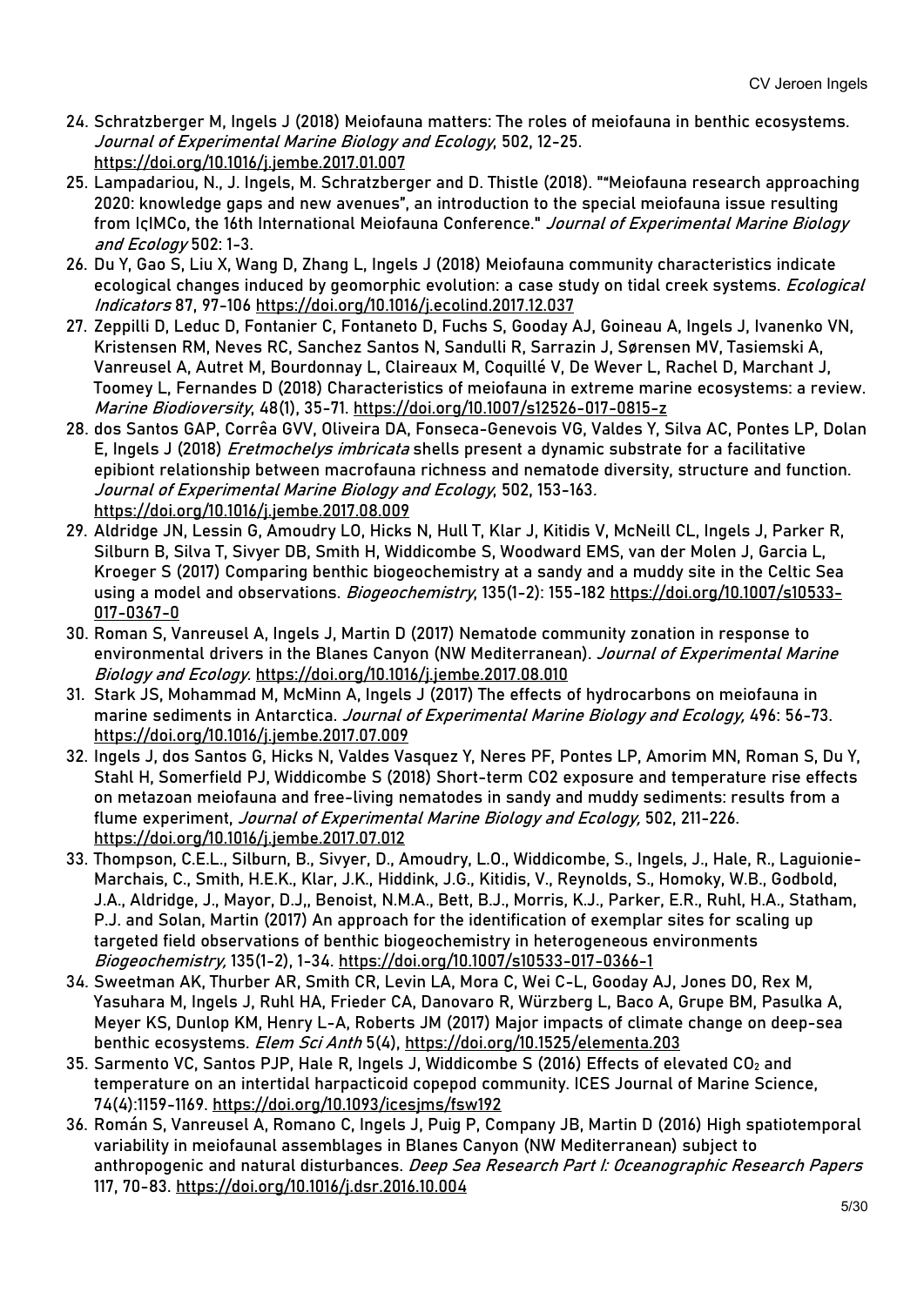24. Schratzberger M, Ingels J (2018) Meiofauna matters: The roles of meiofauna in benthic ecosystems. *Journal of Experimental Marine Biology and Ecology*, 502, 12-25. https://doi.org/10.1016/j.jembe.2017.01.007
25. Lampadariou, N., J. Ingels, M. Schratzberger and D. Thistle (2018). ""Meiofauna research approaching 2020: knowledge gaps and new avenues", an introduction to the special meiofauna issue resulting from IçIMCo, the 16th International Meiofauna Conference." *Journal of Experimental Marine Biology and Ecology* 502: 1-3.
26. Du Y, Gao S, Liu X, Wang D, Zhang L, Ingels J (2018) Meiofauna community characteristics indicate ecological changes induced by geomorphic evolution: a case study on tidal creek systems. *Ecological Indicators* 87, 97-106 https://doi.org/10.1016/j.ecolind.2017.12.037
27. Zeppilli D, Leduc D, Fontanier C, Fontaneto D, Fuchs S, Gooday AJ, Goineau A, Ingels J, Ivanenko VN, Kristensen RM, Neves RC, Sanchez Santos N, Sandulli R, Sarrazin J, Sørensen MV, Tasiemski A, Vanreusel A, Autret M, Bourdonnay L, Claireaux M, Coquillé V, De Wever L, Rachel D, Marchant J, Toomey L, Fernandes D (2018) Characteristics of meiofauna in extreme marine ecosystems: a review. *Marine Biodiversity*, 48(1), 35-71. https://doi.org/10.1007/s12526-017-0815-z
28. dos Santos GAP, Corrêa GVV, Oliveira DA, Fonseca-Genevois VG, Valdes Y, Silva AC, Pontes LP, Dolan E, Ingels J (2018) *Eretmochelys imbricata* shells present a dynamic substrate for a facilitative epibiont relationship between macrofauna richness and nematode diversity, structure and function. *Journal of Experimental Marine Biology and Ecology*, 502, 153-163. https://doi.org/10.1016/j.jembe.2017.08.009
29. Aldridge JN, Lessin G, Amoudry LO, Hicks N, Hull T, Klar J, Kitidis V, McNeill CL, Ingels J, Parker R, Silburn B, Silva T, Sivyer DB, Smith H, Widdicombe S, Woodward EMS, van der Molen J, Garcia L, Kroeger S (2017) Comparing benthic biogeochemistry at a sandy and a muddy site in the Celtic Sea using a model and observations. *Biogeochemistry*, 135(1-2): 155-182 https://doi.org/10.1007/s10533-017-0367-0
30. Roman S, Vanreusel A, Ingels J, Martin D (2017) Nematode community zonation in response to environmental drivers in the Blanes Canyon (NW Mediterranean). *Journal of Experimental Marine Biology and Ecology.* https://doi.org/10.1016/j.jembe.2017.08.010
31. Stark JS, Mohammad M, McMinn A, Ingels J (2017) The effects of hydrocarbons on meiofauna in marine sediments in Antarctica. *Journal of Experimental Marine Biology and Ecology,* 496: 56-73. https://doi.org/10.1016/j.jembe.2017.07.009
32. Ingels J, dos Santos G, Hicks N, Valdes Vasquez Y, Neres PF, Pontes LP, Amorim MN, Roman S, Du Y, Stahl H, Somerfield PJ, Widdicombe S (2018) Short-term CO2 exposure and temperature rise effects on metazoan meiofauna and free-living nematodes in sandy and muddy sediments: results from a flume experiment, *Journal of Experimental Marine Biology and Ecology,* 502, 211-226. https://doi.org/10.1016/j.jembe.2017.07.012
33. Thompson, C.E.L., Silburn, B., Sivyer, D., Amoudry, L.O., Widdicombe, S., Ingels, J., Hale, R., Laguionie-Marchais, C., Smith, H.E.K., Klar, J.K., Hiddink, J.G., Kitidis, V., Reynolds, S., Homoky, W.B., Godbold, J.A., Aldridge, J., Mayor, D.J,, Benoist, N.M.A., Bett, B.J., Morris, K.J., Parker, E.R., Ruhl, H.A., Statham, P.J. and Solan, Martin (2017) An approach for the identification of exemplar sites for scaling up targeted field observations of benthic biogeochemistry in heterogeneous environments *Biogeochemistry,* 135(1-2), 1-34. https://doi.org/10.1007/s10533-017-0366-1
34. Sweetman AK, Thurber AR, Smith CR, Levin LA, Mora C, Wei C-L, Gooday AJ, Jones DO, Rex M, Yasuhara M, Ingels J, Ruhl HA, Frieder CA, Danovaro R, Würzberg L, Baco A, Grupe BM, Pasulka A, Meyer KS, Dunlop KM, Henry L-A, Roberts JM (2017) Major impacts of climate change on deep-sea benthic ecosystems. *Elem Sci Anth* 5(4), https://doi.org/10.1525/elementa.203
35. Sarmento VC, Santos PJP, Hale R, Ingels J, Widdicombe S (2016) Effects of elevated $CO_2$ and temperature on an intertidal harpacticoid copepod community. ICES Journal of Marine Science, 74(4):1159-1169. https://doi.org/10.1093/icesjms/fsw192
36. Román S, Vanreusel A, Romano C, Ingels J, Puig P, Company JB, Martin D (2016) High spatiotemporal variability in meiofaunal assemblages in Blanes Canyon (NW Mediterranean) subject to anthropogenic and natural disturbances. *Deep Sea Research Part I: Oceanographic Research Papers* 117, 70-83. https://doi.org/10.1016/j.dsr.2016.10.004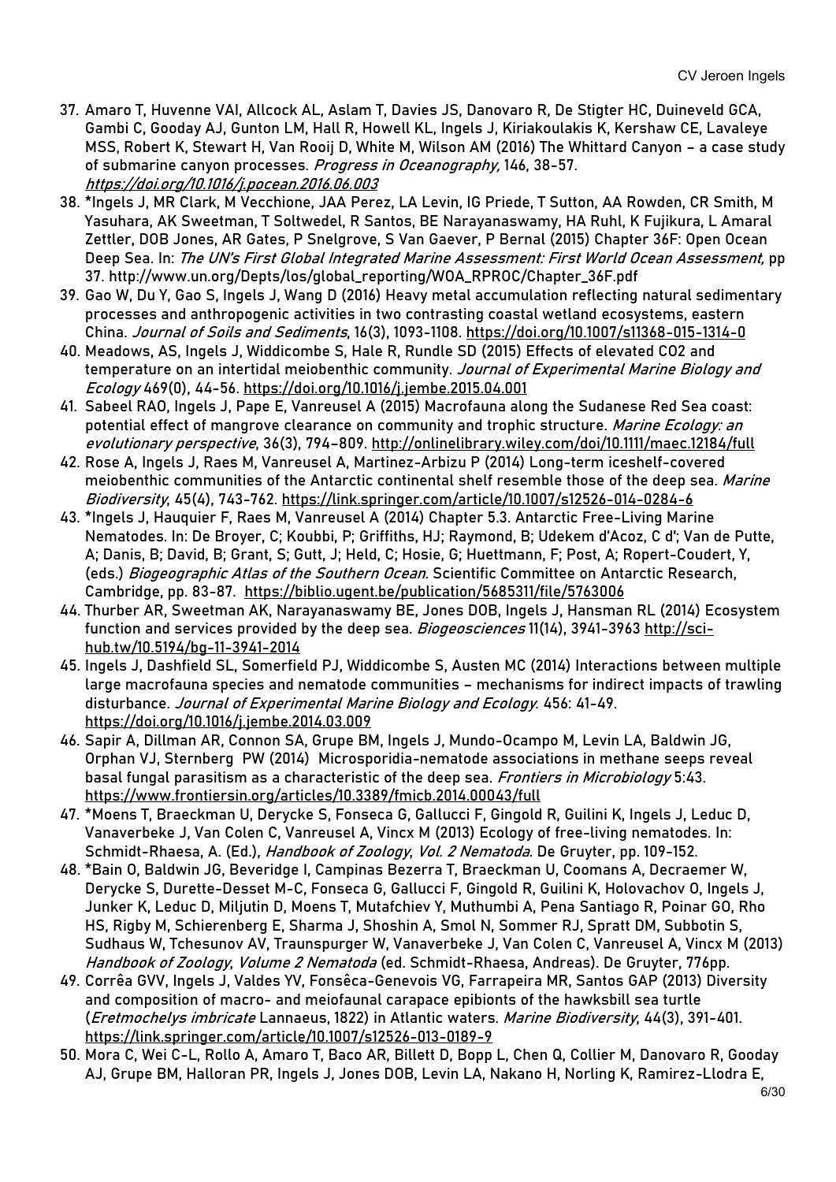37. Amaro T, Huvenne VAI, Allcock AL, Aslam T, Davies JS, Danovaro R, De Stigter HC, Duineveld GCA, Gambi C, Gooday AJ, Gunton LM, Hall R, Howell KL, Ingels J, Kiriakoulakis K, Kershaw CE, Lavaleye MSS, Robert K, Stewart H, Van Rooij D, White M, Wilson AM (2016) The Whittard Canyon – a case study of submarine canyon processes. *Progress in Oceanography,* 146, 38-57. https://doi.org/10.1016/j.pocean.2016.06.003
38. *Ingels J, MR Clark, M Vecchione, JAA Perez, LA Levin, IG Priede, T Sutton, AA Rowden, CR Smith, M Yasuhara, AK Sweetman, T Soltwedel, R Santos, BE Narayanaswamy, HA Ruhl, K Fujikura, L Amaral Zettler, DOB Jones, AR Gates, P Snelgrove, S Van Gaever, P Bernal (2015) Chapter 36F: Open Ocean Deep Sea. In: *The UN's First Global Integrated Marine Assessment: First World Ocean Assessment,* pp 37. http://www.un.org/Depts/los/global_reporting/WOA_RPROC/Chapter_36F.pdf
39. Gao W, Du Y, Gao S, Ingels J, Wang D (2016) Heavy metal accumulation reflecting natural sedimentary processes and anthropogenic activities in two contrasting coastal wetland ecosystems, eastern China. *Journal of Soils and Sediments*, 16(3), 1093-1108. https://doi.org/10.1007/s11368-015-1314-0
40. Meadows, AS, Ingels J, Widdicombe S, Hale R, Rundle SD (2015) Effects of elevated CO2 and temperature on an intertidal meiobenthic community. *Journal of Experimental Marine Biology and Ecology* 469(0), 44-56. https://doi.org/10.1016/j.jembe.2015.04.001
41. Sabeel RAO, Ingels J, Pape E, Vanreusel A (2015) Macrofauna along the Sudanese Red Sea coast: potential effect of mangrove clearance on community and trophic structure. *Marine Ecology: an evolutionary perspective*, 36(3), 794–809. http://onlinelibrary.wiley.com/doi/10.1111/maec.12184/full
42. Rose A, Ingels J, Raes M, Vanreusel A, Martinez-Arbizu P (2014) Long-term iceshelf-covered meiobenthic communities of the Antarctic continental shelf resemble those of the deep sea. *Marine Biodiversity*, 45(4), 743-762. https://link.springer.com/article/10.1007/s12526-014-0284-6
43. *Ingels J, Hauquier F, Raes M, Vanreusel A (2014) Chapter 5.3. Antarctic Free-Living Marine Nematodes. In: De Broyer, C; Koubbi, P; Griffiths, HJ; Raymond, B; Udekem d'Acoz, C d'; Van de Putte, A; Danis, B; David, B; Grant, S; Gutt, J; Held, C; Hosie, G; Huettmann, F; Post, A; Ropert-Coudert, Y, (eds.) *Biogeographic Atlas of the Southern Ocean.* Scientific Committee on Antarctic Research, Cambridge, pp. 83-87. https://biblio.ugent.be/publication/5685311/file/5763006
44. Thurber AR, Sweetman AK, Narayanaswamy BE, Jones DOB, Ingels J, Hansman RL (2014) Ecosystem function and services provided by the deep sea. *Biogeosciences* 11(14), 3941-3963 http://sci-hub.tw/10.5194/bg-11-3941-2014
45. Ingels J, Dashfield SL, Somerfield PJ, Widdicombe S, Austen MC (2014) Interactions between multiple large macrofauna species and nematode communities – mechanisms for indirect impacts of trawling disturbance. *Journal of Experimental Marine Biology and Ecology.* 456: 41-49. https://doi.org/10.1016/j.jembe.2014.03.009
46. Sapir A, Dillman AR, Connon SA, Grupe BM, Ingels J, Mundo-Ocampo M, Levin LA, Baldwin JG, Orphan VJ, Sternberg PW (2014) Microsporidia-nematode associations in methane seeps reveal basal fungal parasitism as a characteristic of the deep sea. *Frontiers in Microbiology* 5:43. https://www.frontiersin.org/articles/10.3389/fmicb.2014.00043/full
47. *Moens T, Braeckman U, Derycke S, Fonseca G, Gallucci F, Gingold R, Guilini K, Ingels J, Leduc D, Vanaverbeke J, Van Colen C, Vanreusel A, Vincx M (2013) Ecology of free-living nematodes. In: Schmidt-Rhaesa, A. (Ed.), *Handbook of Zoology*, *Vol. 2 Nematoda*. De Gruyter, pp. 109-152.
48. *Bain O, Baldwin JG, Beveridge I, Campinas Bezerra T, Braeckman U, Coomans A, Decraemer W, Derycke S, Durette-Desset M-C, Fonseca G, Gallucci F, Gingold R, Guilini K, Holovachov O, Ingels J, Junker K, Leduc D, Miljutin D, Moens T, Mutafchiev Y, Muthumbi A, Pena Santiago R, Poinar GO, Rho HS, Rigby M, Schierenberg E, Sharma J, Shoshin A, Smol N, Sommer RJ, Spratt DM, Subbotin S, Sudhaus W, Tchesunov AV, Traunspurger W, Vanaverbeke J, Van Colen C, Vanreusel A, Vincx M (2013) *Handbook of Zoology*, *Volume 2 Nematoda* (ed. Schmidt-Rhaesa, Andreas). De Gruyter, 776pp.
49. Corrêa GVV, Ingels J, Valdes YV, Fonsêca-Genevois VG, Farrapeira MR, Santos GAP (2013) Diversity and composition of macro- and meiofaunal carapace epibionts of the hawksbill sea turtle (*Eretmochelys imbricate* Lannaeus, 1822) in Atlantic waters. *Marine Biodiversity*, 44(3), 391-401. https://link.springer.com/article/10.1007/s12526-013-0189-9
50. Mora C, Wei C-L, Rollo A, Amaro T, Baco AR, Billett D, Bopp L, Chen Q, Collier M, Danovaro R, Gooday AJ, Grupe BM, Halloran PR, Ingels J, Jones DOB, Levin LA, Nakano H, Norling K, Ramirez-Llodra E,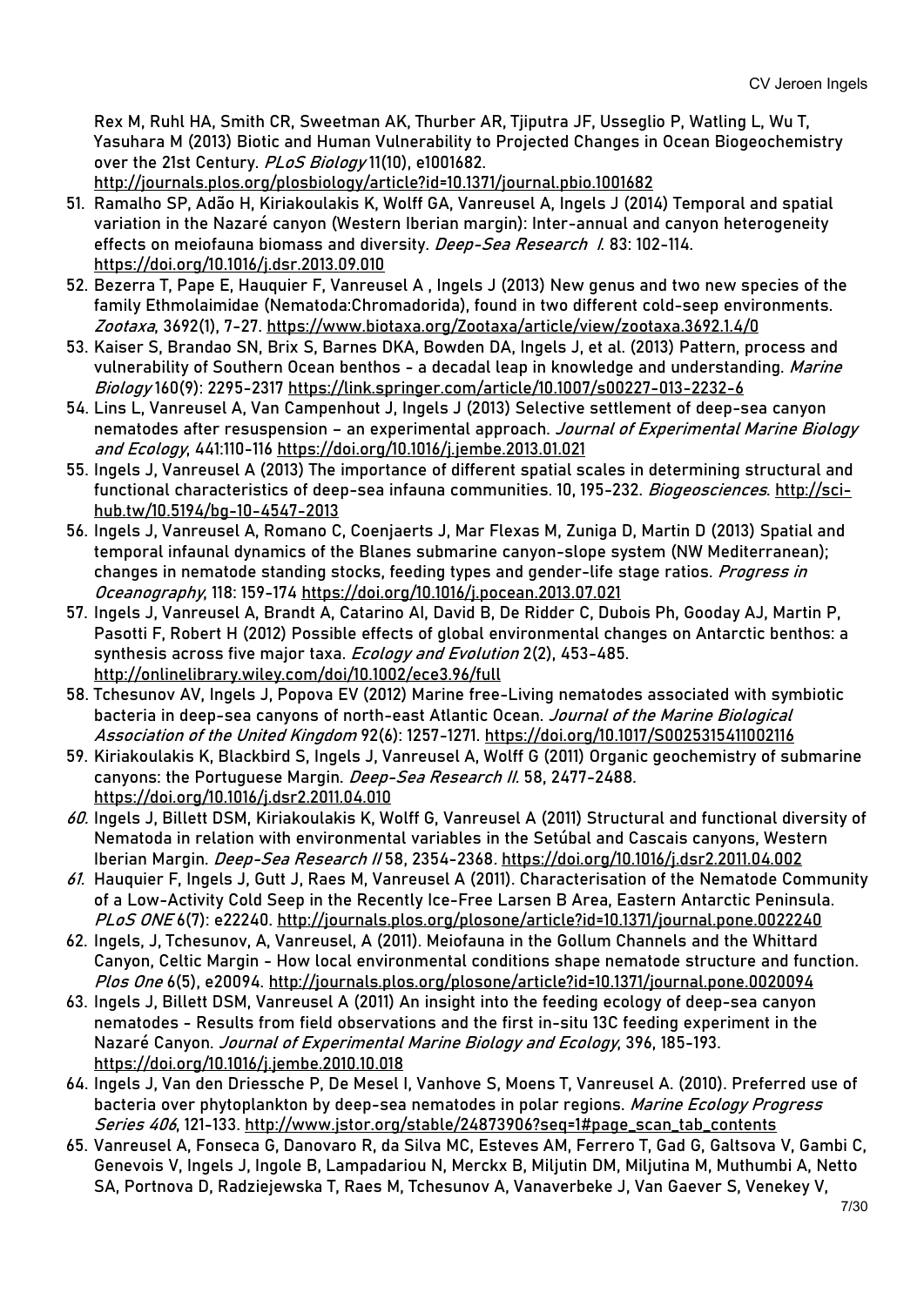Rex M, Ruhl HA, Smith CR, Sweetman AK, Thurber AR, Tjiputra JF, Usseglio P, Watling L, Wu T, Yasuhara M (2013) Biotic and Human Vulnerability to Projected Changes in Ocean Biogeochemistry over the 21st Century. *PLoS Biology* 11(10), e1001682. http://journals.plos.org/plosbiology/article?id=10.1371/journal.pbio.1001682

51. Ramalho SP, Adão H, Kiriakoulakis K, Wolff GA, Vanreusel A, Ingels J (2014) Temporal and spatial variation in the Nazaré canyon (Western Iberian margin): Inter-annual and canyon heterogeneity effects on meiofauna biomass and diversity. *Deep-Sea Research I*. 83: 102-114. https://doi.org/10.1016/j.dsr.2013.09.010
52. Bezerra T, Pape E, Hauquier F, Vanreusel A , Ingels J (2013) New genus and two new species of the family Ethmolaimidae (Nematoda:Chromadorida), found in two different cold-seep environments. *Zootaxa*, 3692(1), 7-27. https://www.biotaxa.org/Zootaxa/article/view/zootaxa.3692.1.4/0
53. Kaiser S, Brandao SN, Brix S, Barnes DKA, Bowden DA, Ingels J, et al. (2013) Pattern, process and vulnerability of Southern Ocean benthos - a decadal leap in knowledge and understanding. *Marine Biology* 160(9): 2295-2317 https://link.springer.com/article/10.1007/s00227-013-2232-6
54. Lins L, Vanreusel A, Van Campenhout J, Ingels J (2013) Selective settlement of deep-sea canyon nematodes after resuspension – an experimental approach. *Journal of Experimental Marine Biology and Ecology*, 441:110-116 https://doi.org/10.1016/j.jembe.2013.01.021
55. Ingels J, Vanreusel A (2013) The importance of different spatial scales in determining structural and functional characteristics of deep-sea infauna communities. 10, 195-232. *Biogeosciences*. http://sci-hub.tw/10.5194/bg-10-4547-2013
56. Ingels J, Vanreusel A, Romano C, Coenjaerts J, Mar Flexas M, Zuniga D, Martin D (2013) Spatial and temporal infaunal dynamics of the Blanes submarine canyon-slope system (NW Mediterranean); changes in nematode standing stocks, feeding types and gender-life stage ratios. *Progress in Oceanography*, 118: 159-174 https://doi.org/10.1016/j.pocean.2013.07.021
57. Ingels J, Vanreusel A, Brandt A, Catarino AI, David B, De Ridder C, Dubois Ph, Gooday AJ, Martin P, Pasotti F, Robert H (2012) Possible effects of global environmental changes on Antarctic benthos: a synthesis across five major taxa. *Ecology and Evolution* 2(2), 453-485. http://onlinelibrary.wiley.com/doi/10.1002/ece3.96/full
58. Tchesunov AV, Ingels J, Popova EV (2012) Marine free-Living nematodes associated with symbiotic bacteria in deep-sea canyons of north-east Atlantic Ocean. *Journal of the Marine Biological Association of the United Kingdom* 92(6): 1257-1271. https://doi.org/10.1017/S0025315411002116
59. Kiriakoulakis K, Blackbird S, Ingels J, Vanreusel A, Wolff G (2011) Organic geochemistry of submarine canyons: the Portuguese Margin. *Deep-Sea Research II*. 58, 2477-2488. https://doi.org/10.1016/j.dsr2.2011.04.010
60. Ingels J, Billett DSM, Kiriakoulakis K, Wolff G, Vanreusel A (2011) Structural and functional diversity of Nematoda in relation with environmental variables in the Setúbal and Cascais canyons, Western Iberian Margin. *Deep-Sea Research II* 58, 2354-2368. https://doi.org/10.1016/j.dsr2.2011.04.002
61. Hauquier F, Ingels J, Gutt J, Raes M, Vanreusel A (2011). Characterisation of the Nematode Community of a Low-Activity Cold Seep in the Recently Ice-Free Larsen B Area, Eastern Antarctic Peninsula. *PLoS ONE* 6(7): e22240. http://journals.plos.org/plosone/article?id=10.1371/journal.pone.0022240
62. Ingels, J, Tchesunov, A, Vanreusel, A (2011). Meiofauna in the Gollum Channels and the Whittard Canyon, Celtic Margin - How local environmental conditions shape nematode structure and function. *Plos One* 6(5), e20094. http://journals.plos.org/plosone/article?id=10.1371/journal.pone.0020094
63. Ingels J, Billett DSM, Vanreusel A (2011) An insight into the feeding ecology of deep-sea canyon nematodes - Results from field observations and the first in-situ 13C feeding experiment in the Nazaré Canyon. *Journal of Experimental Marine Biology and Ecology*, 396, 185-193. https://doi.org/10.1016/j.jembe.2010.10.018
64. Ingels J, Van den Driessche P, De Mesel I, Vanhove S, Moens T, Vanreusel A. (2010). Preferred use of bacteria over phytoplankton by deep-sea nematodes in polar regions. *Marine Ecology Progress Series 406*, 121-133. http://www.jstor.org/stable/24873906?seq=1#page_scan_tab_contents
65. Vanreusel A, Fonseca G, Danovaro R, da Silva MC, Esteves AM, Ferrero T, Gad G, Galtsova V, Gambi C, Genevois V, Ingels J, Ingole B, Lampadariou N, Merckx B, Miljutin DM, Miljutina M, Muthumbi A, Netto SA, Portnova D, Radziejewska T, Raes M, Tchesunov A, Vanaverbeke J, Van Gaever S, Venekey V,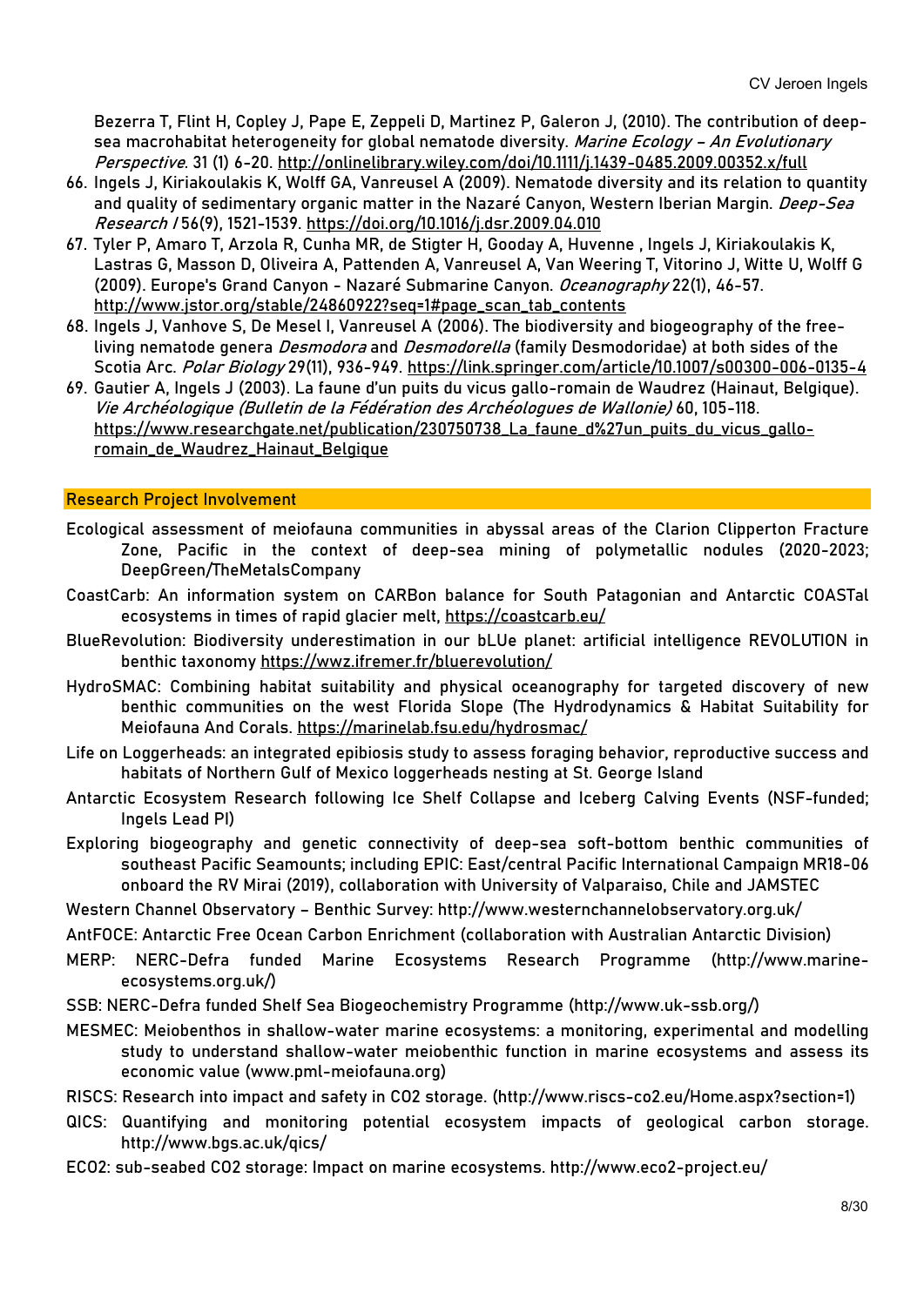Bezerra T, Flint H, Copley J, Pape E, Zeppeli D, Martinez P, Galeron J, (2010). The contribution of deep-sea macrohabitat heterogeneity for global nematode diversity. *Marine Ecology – An Evolutionary Perspective*. 31 (1) 6-20. http://onlinelibrary.wiley.com/doi/10.1111/j.1439-0485.2009.00352.x/full

66. Ingels J, Kiriakoulakis K, Wolff GA, Vanreusel A (2009). Nematode diversity and its relation to quantity and quality of sedimentary organic matter in the Nazaré Canyon, Western Iberian Margin. *Deep-Sea Research I* 56(9), 1521-1539. https://doi.org/10.1016/j.dsr.2009.04.010
67. Tyler P, Amaro T, Arzola R, Cunha MR, de Stigter H, Gooday A, Huvenne , Ingels J, Kiriakoulakis K, Lastras G, Masson D, Oliveira A, Pattenden A, Vanreusel A, Van Weering T, Vitorino J, Witte U, Wolff G (2009). Europe's Grand Canyon - Nazaré Submarine Canyon. *Oceanography* 22(1), 46-57. http://www.jstor.org/stable/24860922?seq=1#page_scan_tab_contents
68. Ingels J, Vanhove S, De Mesel I, Vanreusel A (2006). The biodiversity and biogeography of the free-living nematode genera *Desmodora* and *Desmodorella* (family Desmodoridae) at both sides of the Scotia Arc. *Polar Biology* 29(11), 936-949. https://link.springer.com/article/10.1007/s00300-006-0135-4
69. Gautier A, Ingels J (2003). La faune d'un puits du vicus gallo-romain de Waudrez (Hainaut, Belgique). *Vie Archéologique (Bulletin de la Fédération des Archéologues de Wallonie)* 60, 105-118. https://www.researchgate.net/publication/230750738_La_faune_d%27un_puits_du_vicus_gallo-romain_de_Waudrez_Hainaut_Belgique

## Research Project Involvement

Ecological assessment of meiofauna communities in abyssal areas of the Clarion Clipperton Fracture Zone, Pacific in the context of deep-sea mining of polymetallic nodules (2020-2023; DeepGreen/TheMetalsCompany

CoastCarb: An information system on CARBon balance for South Patagonian and Antarctic COASTal ecosystems in times of rapid glacier melt, https://coastcarb.eu/

BlueRevolution: Biodiversity underestimation in our bLUe planet: artificial intelligence REVOLUTION in benthic taxonomy https://wwz.ifremer.fr/bluerevolution/

HydroSMAC: Combining habitat suitability and physical oceanography for targeted discovery of new benthic communities on the west Florida Slope (The Hydrodynamics & Habitat Suitability for Meiofauna And Corals. https://marinelab.fsu.edu/hydrosmac/

Life on Loggerheads: an integrated epibiosis study to assess foraging behavior, reproductive success and habitats of Northern Gulf of Mexico loggerheads nesting at St. George Island

Antarctic Ecosystem Research following Ice Shelf Collapse and Iceberg Calving Events (NSF-funded; Ingels Lead PI)

Exploring biogeography and genetic connectivity of deep-sea soft-bottom benthic communities of southeast Pacific Seamounts; including EPIC: East/central Pacific International Campaign MR18-06 onboard the RV Mirai (2019), collaboration with University of Valparaiso, Chile and JAMSTEC

Western Channel Observatory – Benthic Survey: http://www.westernchannelobservatory.org.uk/

AntFOCE: Antarctic Free Ocean Carbon Enrichment (collaboration with Australian Antarctic Division)

MERP: NERC-Defra funded Marine Ecosystems Research Programme (http://www.marine-ecosystems.org.uk/)

SSB: NERC-Defra funded Shelf Sea Biogeochemistry Programme (http://www.uk-ssb.org/)

MESMEC: Meiobenthos in shallow-water marine ecosystems: a monitoring, experimental and modelling study to understand shallow-water meiobenthic function in marine ecosystems and assess its economic value (www.pml-meiofauna.org)

RISCS: Research into impact and safety in CO2 storage. (http://www.riscs-co2.eu/Home.aspx?section=1)

QICS: Quantifying and monitoring potential ecosystem impacts of geological carbon storage. http://www.bgs.ac.uk/qics/

ECO2: sub-seabed CO2 storage: Impact on marine ecosystems. http://www.eco2-project.eu/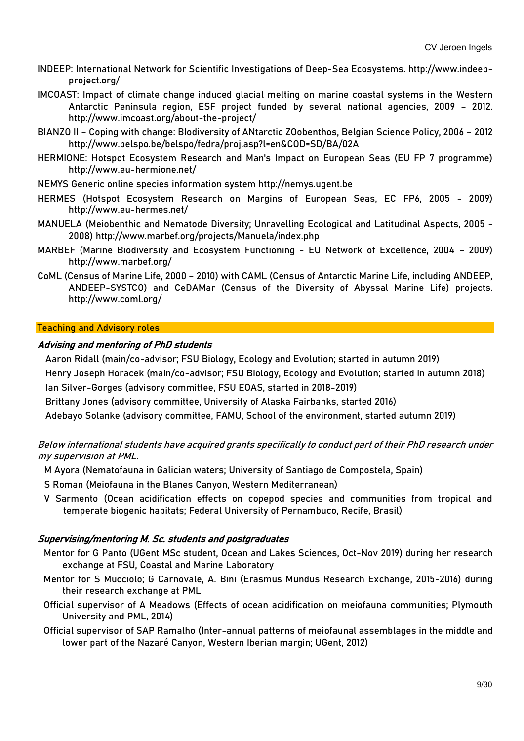INDEEP: International Network for Scientific Investigations of Deep-Sea Ecosystems. http://www.indeep-project.org/

IMCOAST: Impact of climate change induced glacial melting on marine coastal systems in the Western Antarctic Peninsula region, ESF project funded by several national agencies, 2009 – 2012. http://www.imcoast.org/about-the-project/

BIANZO II – Coping with change: BIodiversity of ANtarctic ZOobenthos, Belgian Science Policy, 2006 – 2012 http://www.belspo.be/belspo/fedra/proj.asp?l=en&COD=SD/BA/02A

HERMIONE: Hotspot Ecosystem Research and Man's Impact on European Seas (EU FP 7 programme) http://www.eu-hermione.net/

NEMYS Generic online species information system http://nemys.ugent.be

HERMES (Hotspot Ecosystem Research on Margins of European Seas, EC FP6, 2005 - 2009) http://www.eu-hermes.net/

MANUELA (Meiobenthic and Nematode Diversity; Unravelling Ecological and Latitudinal Aspects, 2005 - 2008) http://www.marbef.org/projects/Manuela/index.php

MARBEF (Marine Biodiversity and Ecosystem Functioning - EU Network of Excellence, 2004 – 2009) http://www.marbef.org/

CoML (Census of Marine Life, 2000 – 2010) with CAML (Census of Antarctic Marine Life, including ANDEEP, ANDEEP-SYSTCO) and CeDAMar (Census of the Diversity of Abyssal Marine Life) projects. http://www.coml.org/

## Teaching and Advisory roles

### *Advising and mentoring of PhD students*

Aaron Ridall (main/co-advisor; FSU Biology, Ecology and Evolution; started in autumn 2019)

Henry Joseph Horacek (main/co-advisor; FSU Biology, Ecology and Evolution; started in autumn 2018)

Ian Silver-Gorges (advisory committee, FSU EOAS, started in 2018-2019)

Brittany Jones (advisory committee, University of Alaska Fairbanks, started 2016)

Adebayo Solanke (advisory committee, FAMU, School of the environment, started autumn 2019)

*Below international students have acquired grants specifically to conduct part of their PhD research under my supervision at PML.*

M Ayora (Nematofauna in Galician waters; University of Santiago de Compostela, Spain)

S Roman (Meiofauna in the Blanes Canyon, Western Mediterranean)

V Sarmento (Ocean acidification effects on copepod species and communities from tropical and temperate biogenic habitats; Federal University of Pernambuco, Recife, Brasil)

### *Supervising/mentoring M. Sc. students and postgraduates*

Mentor for G Panto (UGent MSc student, Ocean and Lakes Sciences, Oct-Nov 2019) during her research exchange at FSU, Coastal and Marine Laboratory

Mentor for S Mucciolo; G Carnovale, A. Bini (Erasmus Mundus Research Exchange, 2015-2016) during their research exchange at PML

Official supervisor of A Meadows (Effects of ocean acidification on meiofauna communities; Plymouth University and PML, 2014)

Official supervisor of SAP Ramalho (Inter-annual patterns of meiofaunal assemblages in the middle and lower part of the Nazaré Canyon, Western Iberian margin; UGent, 2012)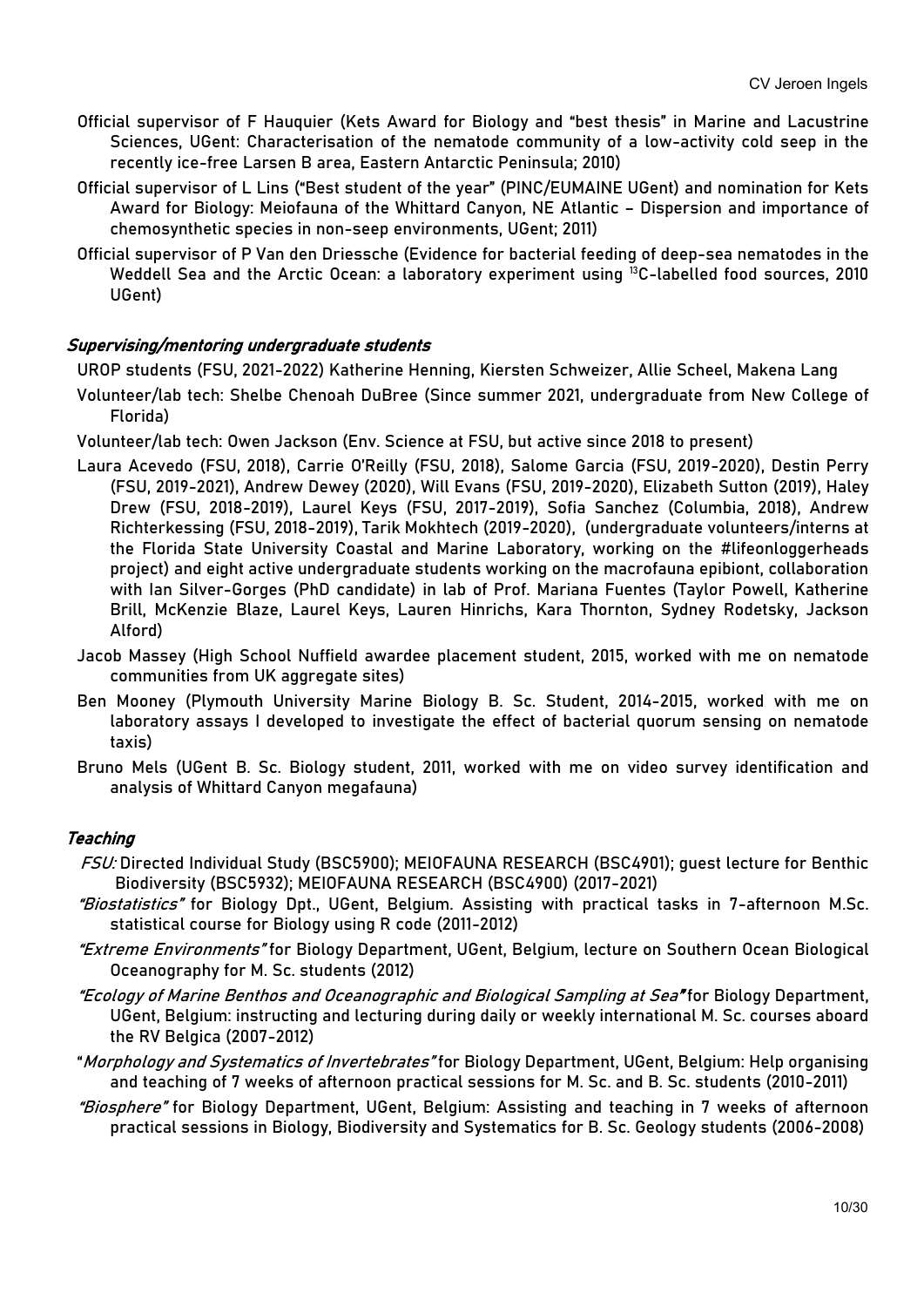- Official supervisor of F Hauquier (Kets Award for Biology and "best thesis" in Marine and Lacustrine Sciences, UGent: Characterisation of the nematode community of a low-activity cold seep in the recently ice-free Larsen B area, Eastern Antarctic Peninsula; 2010)
- Official supervisor of L Lins ("Best student of the year" (PINC/EUMAINE UGent) and nomination for Kets Award for Biology: Meiofauna of the Whittard Canyon, NE Atlantic – Dispersion and importance of chemosynthetic species in non-seep environments, UGent; 2011)
- Official supervisor of P Van den Driessche (Evidence for bacterial feeding of deep-sea nematodes in the Weddell Sea and the Arctic Ocean: a laboratory experiment using $^{13}C$-labelled food sources, 2010 UGent)

### *Supervising/mentoring undergraduate students*

- UROP students (FSU, 2021-2022) Katherine Henning, Kiersten Schweizer, Allie Scheel, Makena Lang
- Volunteer/lab tech: Shelbe Chenoah DuBree (Since summer 2021, undergraduate from New College of Florida)
- Volunteer/lab tech: Owen Jackson (Env. Science at FSU, but active since 2018 to present)
- Laura Acevedo (FSU, 2018), Carrie O'Reilly (FSU, 2018), Salome Garcia (FSU, 2019-2020), Destin Perry (FSU, 2019-2021), Andrew Dewey (2020), Will Evans (FSU, 2019-2020), Elizabeth Sutton (2019), Haley Drew (FSU, 2018-2019), Laurel Keys (FSU, 2017-2019), Sofia Sanchez (Columbia, 2018), Andrew Richterkessing (FSU, 2018-2019), Tarik Mokhtech (2019-2020), (undergraduate volunteers/interns at the Florida State University Coastal and Marine Laboratory, working on the #lifeonloggerheads project) and eight active undergraduate students working on the macrofauna epibiont, collaboration with Ian Silver-Gorges (PhD candidate) in lab of Prof. Mariana Fuentes (Taylor Powell, Katherine Brill, McKenzie Blaze, Laurel Keys, Lauren Hinrichs, Kara Thornton, Sydney Rodetsky, Jackson Alford)
- Jacob Massey (High School Nuffield awardee placement student, 2015, worked with me on nematode communities from UK aggregate sites)
- Ben Mooney (Plymouth University Marine Biology B. Sc. Student, 2014-2015, worked with me on laboratory assays I developed to investigate the effect of bacterial quorum sensing on nematode taxis)
- Bruno Mels (UGent B. Sc. Biology student, 2011, worked with me on video survey identification and analysis of Whittard Canyon megafauna)

### *Teaching*

- *FSU:* Directed Individual Study (BSC5900); MEIOFAUNA RESEARCH (BSC4901); guest lecture for Benthic Biodiversity (BSC5932); MEIOFAUNA RESEARCH (BSC4900) (2017-2021)
- *"Biostatistics"* for Biology Dpt., UGent, Belgium. Assisting with practical tasks in 7-afternoon M.Sc. statistical course for Biology using R code (2011-2012)
- *"Extreme Environments"* for Biology Department, UGent, Belgium, lecture on Southern Ocean Biological Oceanography for M. Sc. students (2012)
- *"Ecology of Marine Benthos and Oceanographic and Biological Sampling at Sea"* for Biology Department, UGent, Belgium: instructing and lecturing during daily or weekly international M. Sc. courses aboard the RV Belgica (2007-2012)
- "*Morphology and Systematics of Invertebrates"* for Biology Department, UGent, Belgium: Help organising and teaching of 7 weeks of afternoon practical sessions for M. Sc. and B. Sc. students (2010-2011)
- *"Biosphere"* for Biology Department, UGent, Belgium: Assisting and teaching in 7 weeks of afternoon practical sessions in Biology, Biodiversity and Systematics for B. Sc. Geology students (2006-2008)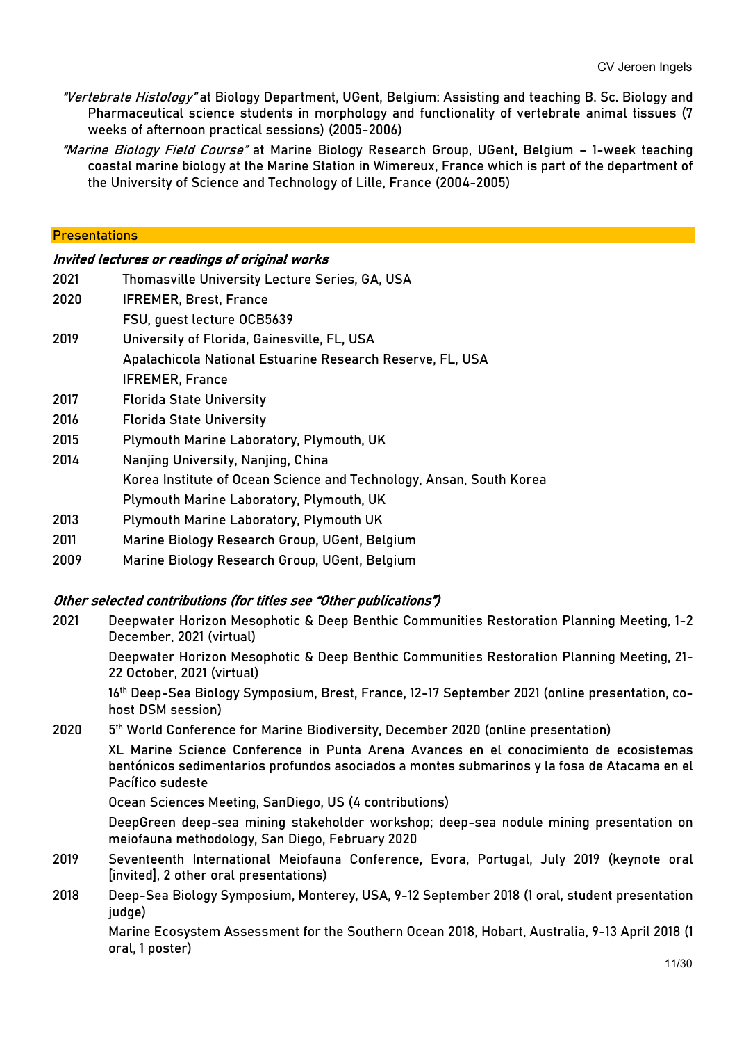*"Vertebrate Histology"* at Biology Department, UGent, Belgium: Assisting and teaching B. Sc. Biology and Pharmaceutical science students in morphology and functionality of vertebrate animal tissues (7 weeks of afternoon practical sessions) (2005-2006)

*"Marine Biology Field Course"* at Marine Biology Research Group, UGent, Belgium – 1-week teaching coastal marine biology at the Marine Station in Wimereux, France which is part of the department of the University of Science and Technology of Lille, France (2004-2005)

## Presentations

### *Invited lectures or readings of original works*

2021 Thomasville University Lecture Series, GA, USA

2020 IFREMER, Brest, France

FSU, guest lecture OCB5639

2019 University of Florida, Gainesville, FL, USA

Apalachicola National Estuarine Research Reserve, FL, USA

IFREMER, France

2017 Florida State University

2016 Florida State University

2015 Plymouth Marine Laboratory, Plymouth, UK

2014 Nanjing University, Nanjing, China

Korea Institute of Ocean Science and Technology, Ansan, South Korea

Plymouth Marine Laboratory, Plymouth, UK

2013 Plymouth Marine Laboratory, Plymouth UK

2011 Marine Biology Research Group, UGent, Belgium

2009 Marine Biology Research Group, UGent, Belgium

### *Other selected contributions (for titles see "Other publications")*

2021 Deepwater Horizon Mesophotic & Deep Benthic Communities Restoration Planning Meeting, 1-2 December, 2021 (virtual)

Deepwater Horizon Mesophotic & Deep Benthic Communities Restoration Planning Meeting, 21-22 October, 2021 (virtual)

16th Deep-Sea Biology Symposium, Brest, France, 12-17 September 2021 (online presentation, co-host DSM session)

2020 5th World Conference for Marine Biodiversity, December 2020 (online presentation)

XL Marine Science Conference in Punta Arena Avances en el conocimiento de ecosistemas bentónicos sedimentarios profundos asociados a montes submarinos y la fosa de Atacama en el Pacífico sudeste

Ocean Sciences Meeting, SanDiego, US (4 contributions)

DeepGreen deep-sea mining stakeholder workshop; deep-sea nodule mining presentation on meiofauna methodology, San Diego, February 2020

2019 Seventeenth International Meiofauna Conference, Evora, Portugal, July 2019 (keynote oral [invited], 2 other oral presentations)

2018 Deep-Sea Biology Symposium, Monterey, USA, 9-12 September 2018 (1 oral, student presentation judge)

Marine Ecosystem Assessment for the Southern Ocean 2018, Hobart, Australia, 9-13 April 2018 (1 oral, 1 poster)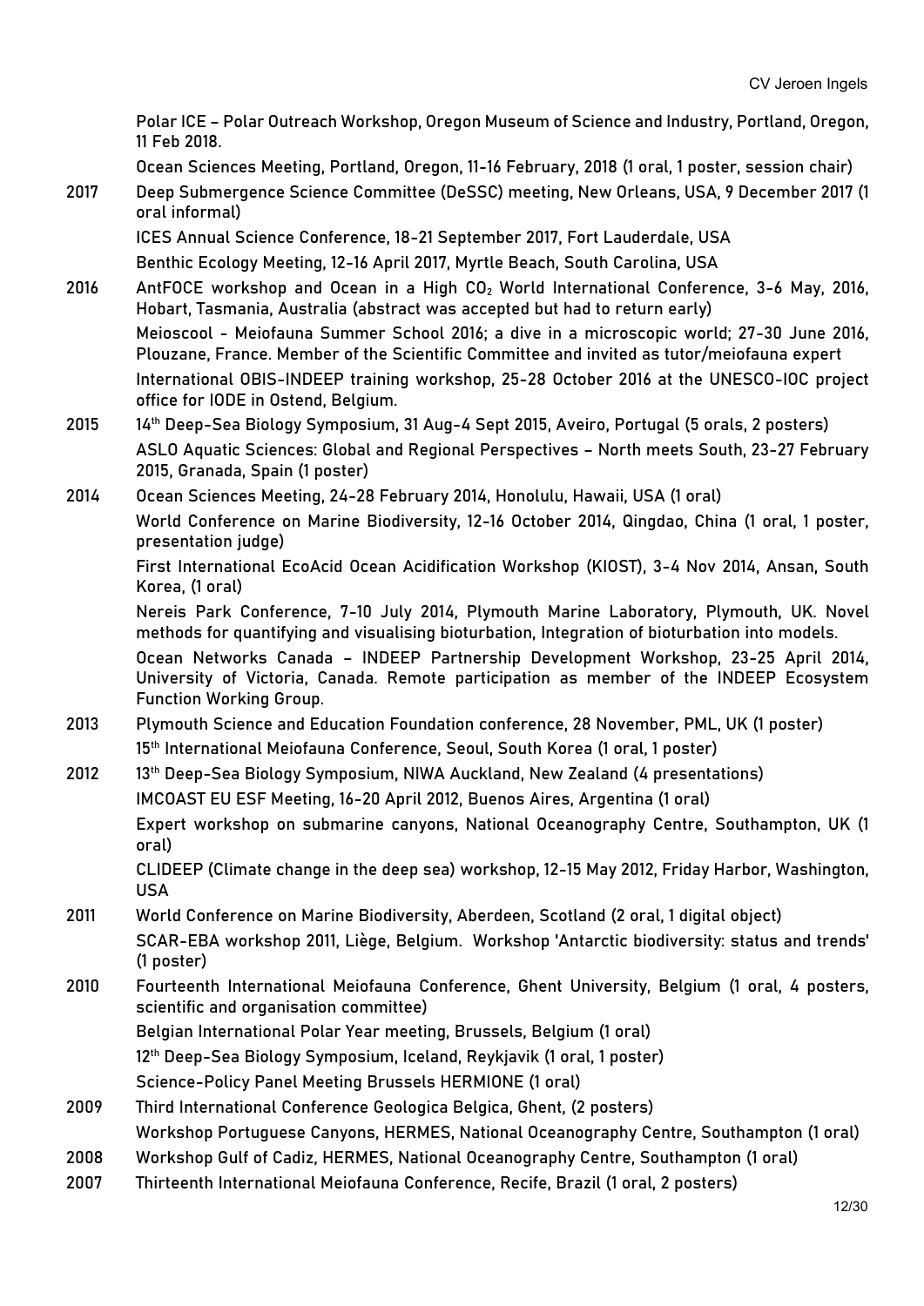Polar ICE – Polar Outreach Workshop, Oregon Museum of Science and Industry, Portland, Oregon, 11 Feb 2018.

Ocean Sciences Meeting, Portland, Oregon, 11-16 February, 2018 (1 oral, 1 poster, session chair)

**2017** Deep Submergence Science Committee (DeSSC) meeting, New Orleans, USA, 9 December 2017 (1 oral informal)

ICES Annual Science Conference, 18-21 September 2017, Fort Lauderdale, USA

Benthic Ecology Meeting, 12-16 April 2017, Myrtle Beach, South Carolina, USA

**2016** AntFOCE workshop and Ocean in a High $CO_2$ World International Conference, 3-6 May, 2016, Hobart, Tasmania, Australia (abstract was accepted but had to return early)

Meioscool - Meiofauna Summer School 2016; a dive in a microscopic world; 27-30 June 2016, Plouzane, France. Member of the Scientific Committee and invited as tutor/meiofauna expert

International OBIS-INDEEP training workshop, 25-28 October 2016 at the UNESCO-IOC project office for IODE in Ostend, Belgium.

**2015** 14th Deep-Sea Biology Symposium, 31 Aug-4 Sept 2015, Aveiro, Portugal (5 orals, 2 posters)

ASLO Aquatic Sciences: Global and Regional Perspectives – North meets South, 23-27 February 2015, Granada, Spain (1 poster)

**2014** Ocean Sciences Meeting, 24-28 February 2014, Honolulu, Hawaii, USA (1 oral)

World Conference on Marine Biodiversity, 12-16 October 2014, Qingdao, China (1 oral, 1 poster, presentation judge)

First International EcoAcid Ocean Acidification Workshop (KIOST), 3-4 Nov 2014, Ansan, South Korea, (1 oral)

Nereis Park Conference, 7-10 July 2014, Plymouth Marine Laboratory, Plymouth, UK. Novel methods for quantifying and visualising bioturbation, Integration of bioturbation into models.

Ocean Networks Canada – INDEEP Partnership Development Workshop, 23-25 April 2014, University of Victoria, Canada. Remote participation as member of the INDEEP Ecosystem Function Working Group.

**2013** Plymouth Science and Education Foundation conference, 28 November, PML, UK (1 poster)

15th International Meiofauna Conference, Seoul, South Korea (1 oral, 1 poster)

**2012** 13th Deep-Sea Biology Symposium, NIWA Auckland, New Zealand (4 presentations)

IMCOAST EU ESF Meeting, 16-20 April 2012, Buenos Aires, Argentina (1 oral)

Expert workshop on submarine canyons, National Oceanography Centre, Southampton, UK (1 oral)

CLIDEEP (Climate change in the deep sea) workshop, 12-15 May 2012, Friday Harbor, Washington, USA

**2011** World Conference on Marine Biodiversity, Aberdeen, Scotland (2 oral, 1 digital object)

SCAR-EBA workshop 2011, Liège, Belgium. Workshop 'Antarctic biodiversity: status and trends' (1 poster)

**2010** Fourteenth International Meiofauna Conference, Ghent University, Belgium (1 oral, 4 posters, scientific and organisation committee)

Belgian International Polar Year meeting, Brussels, Belgium (1 oral)

12th Deep-Sea Biology Symposium, Iceland, Reykjavik (1 oral, 1 poster)

Science-Policy Panel Meeting Brussels HERMIONE (1 oral)

**2009** Third International Conference Geologica Belgica, Ghent, (2 posters)

Workshop Portuguese Canyons, HERMES, National Oceanography Centre, Southampton (1 oral)

**2008** Workshop Gulf of Cadiz, HERMES, National Oceanography Centre, Southampton (1 oral)

**2007** Thirteenth International Meiofauna Conference, Recife, Brazil (1 oral, 2 posters)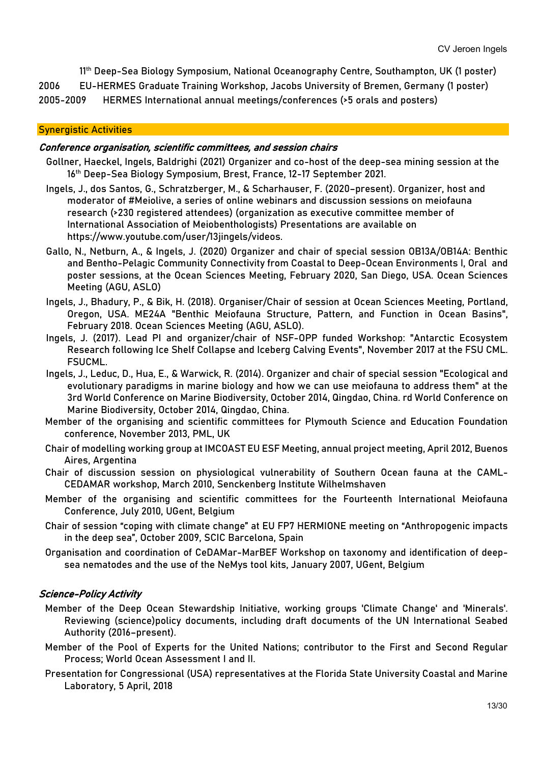11th Deep-Sea Biology Symposium, National Oceanography Centre, Southampton, UK (1 poster)

2006 EU-HERMES Graduate Training Workshop, Jacobs University of Bremen, Germany (1 poster)

2005-2009 HERMES International annual meetings/conferences (>5 orals and posters)

## Synergistic Activities

### *Conference organisation, scientific committees, and session chairs*

Gollner, Haeckel, Ingels, Baldrighi (2021) Organizer and co-host of the deep-sea mining session at the 16th Deep-Sea Biology Symposium, Brest, France, 12-17 September 2021.

Ingels, J., dos Santos, G., Schratzberger, M., & Scharhauser, F. (2020-present). Organizer, host and moderator of #Meiolive, a series of online webinars and discussion sessions on meiofauna research (>230 registered attendees) (organization as executive committee member of International Association of Meiobenthologists) Presentations are available on https://www.youtube.com/user/13jingels/videos.

Gallo, N., Netburn, A., & Ingels, J. (2020) Organizer and chair of special session OB13A/OB14A: Benthic and Bentho-Pelagic Community Connectivity from Coastal to Deep-Ocean Environments I, Oral and poster sessions, at the Ocean Sciences Meeting, February 2020, San Diego, USA. Ocean Sciences Meeting (AGU, ASLO)

Ingels, J., Bhadury, P., & Bik, H. (2018). Organiser/Chair of session at Ocean Sciences Meeting, Portland, Oregon, USA. ME24A "Benthic Meiofauna Structure, Pattern, and Function in Ocean Basins", February 2018. Ocean Sciences Meeting (AGU, ASLO).

Ingels, J. (2017). Lead PI and organizer/chair of NSF-OPP funded Workshop: "Antarctic Ecosystem Research following Ice Shelf Collapse and Iceberg Calving Events", November 2017 at the FSU CML. FSUCML.

Ingels, J., Leduc, D., Hua, E., & Warwick, R. (2014). Organizer and chair of special session "Ecological and evolutionary paradigms in marine biology and how we can use meiofauna to address them" at the 3rd World Conference on Marine Biodiversity, October 2014, Qingdao, China. rd World Conference on Marine Biodiversity, October 2014, Qingdao, China.

Member of the organising and scientific committees for Plymouth Science and Education Foundation conference, November 2013, PML, UK

Chair of modelling working group at IMCOAST EU ESF Meeting, annual project meeting, April 2012, Buenos Aires, Argentina

Chair of discussion session on physiological vulnerability of Southern Ocean fauna at the CAML-CEDAMAR workshop, March 2010, Senckenberg Institute Wilhelmshaven

Member of the organising and scientific committees for the Fourteenth International Meiofauna Conference, July 2010, UGent, Belgium

Chair of session "coping with climate change" at EU FP7 HERMIONE meeting on "Anthropogenic impacts in the deep sea", October 2009, SCIC Barcelona, Spain

Organisation and coordination of CeDAMar-MarBEF Workshop on taxonomy and identification of deep-sea nematodes and the use of the NeMys tool kits, January 2007, UGent, Belgium

### *Science-Policy Activity*

Member of the Deep Ocean Stewardship Initiative, working groups 'Climate Change' and 'Minerals'. Reviewing (science)policy documents, including draft documents of the UN International Seabed Authority (2016-present).

Member of the Pool of Experts for the United Nations; contributor to the First and Second Regular Process; World Ocean Assessment I and II.

Presentation for Congressional (USA) representatives at the Florida State University Coastal and Marine Laboratory, 5 April, 2018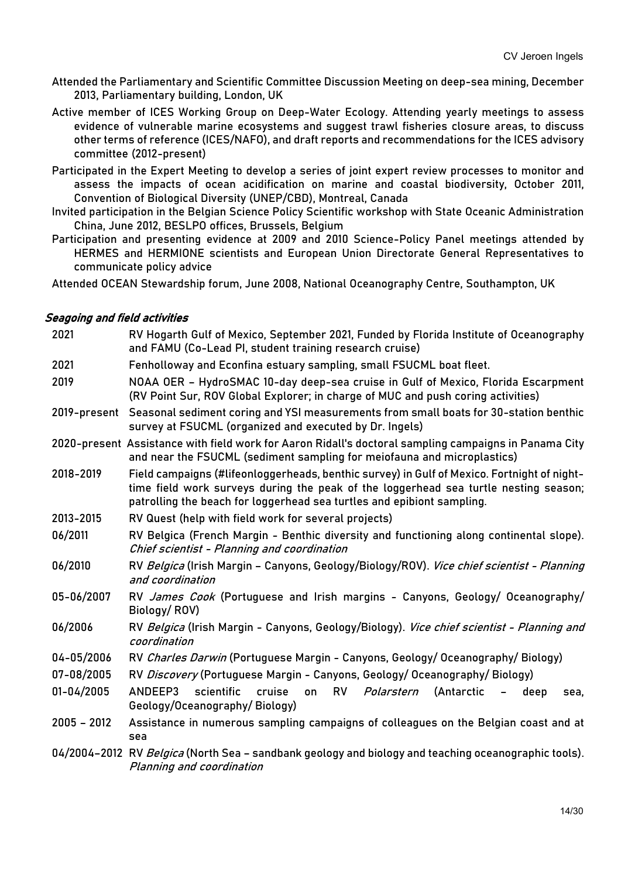Attended the Parliamentary and Scientific Committee Discussion Meeting on deep-sea mining, December 2013, Parliamentary building, London, UK

Active member of ICES Working Group on Deep-Water Ecology. Attending yearly meetings to assess evidence of vulnerable marine ecosystems and suggest trawl fisheries closure areas, to discuss other terms of reference (ICES/NAFO), and draft reports and recommendations for the ICES advisory committee (2012-present)

Participated in the Expert Meeting to develop a series of joint expert review processes to monitor and assess the impacts of ocean acidification on marine and coastal biodiversity, October 2011, Convention of Biological Diversity (UNEP/CBD), Montreal, Canada

Invited participation in the Belgian Science Policy Scientific workshop with State Oceanic Administration China, June 2012, BESLPO offices, Brussels, Belgium

Participation and presenting evidence at 2009 and 2010 Science-Policy Panel meetings attended by HERMES and HERMIONE scientists and European Union Directorate General Representatives to communicate policy advice

Attended OCEAN Stewardship forum, June 2008, National Oceanography Centre, Southampton, UK

### *Seagoing and field activities*

| | |
|---|---|
| 2021 | RV Hogarth Gulf of Mexico, September 2021, Funded by Florida Institute of Oceanography and FAMU (Co-Lead PI, student training research cruise) |
| 2021 | Fenholloway and Econfina estuary sampling, small FSUCML boat fleet. |
| 2019 | NOAA OER – HydroSMAC 10-day deep-sea cruise in Gulf of Mexico, Florida Escarpment (RV Point Sur, ROV Global Explorer; in charge of MUC and push coring activities) |
| 2019-present | Seasonal sediment coring and YSI measurements from small boats for 30-station benthic survey at FSUCML (organized and executed by Dr. Ingels) |
| 2020-present | Assistance with field work for Aaron Ridall's doctoral sampling campaigns in Panama City and near the FSUCML (sediment sampling for meiofauna and microplastics) |
| 2018-2019 | Field campaigns (#lifeonloggerheads, benthic survey) in Gulf of Mexico. Fortnight of night-time field work surveys during the peak of the loggerhead sea turtle nesting season; patrolling the beach for loggerhead sea turtles and epibiont sampling. |
| 2013-2015 | RV Quest (help with field work for several projects) |
| 06/2011 | RV Belgica (French Margin - Benthic diversity and functioning along continental slope). *Chief scientist - Planning and coordination* |
| 06/2010 | RV *Belgica* (Irish Margin – Canyons, Geology/Biology/ROV). *Vice chief scientist - Planning and coordination* |
| 05-06/2007 | RV *James Cook* (Portuguese and Irish margins - Canyons, Geology/ Oceanography/ Biology/ ROV) |
| 06/2006 | RV *Belgica* (Irish Margin - Canyons, Geology/Biology). *Vice chief scientist - Planning and coordination* |
| 04-05/2006 | RV *Charles Darwin* (Portuguese Margin - Canyons, Geology/ Oceanography/ Biology) |
| 07-08/2005 | RV *Discovery* (Portuguese Margin - Canyons, Geology/ Oceanography/ Biology) |
| 01-04/2005 | ANDEEP3 scientific cruise on RV *Polarstern* (Antarctic – deep sea, Geology/Oceanography/ Biology) |
| 2005 – 2012 | Assistance in numerous sampling campaigns of colleagues on the Belgian coast and at sea |
| 04/2004-2012 | RV *Belgica* (North Sea – sandbank geology and biology and teaching oceanographic tools). *Planning and coordination* |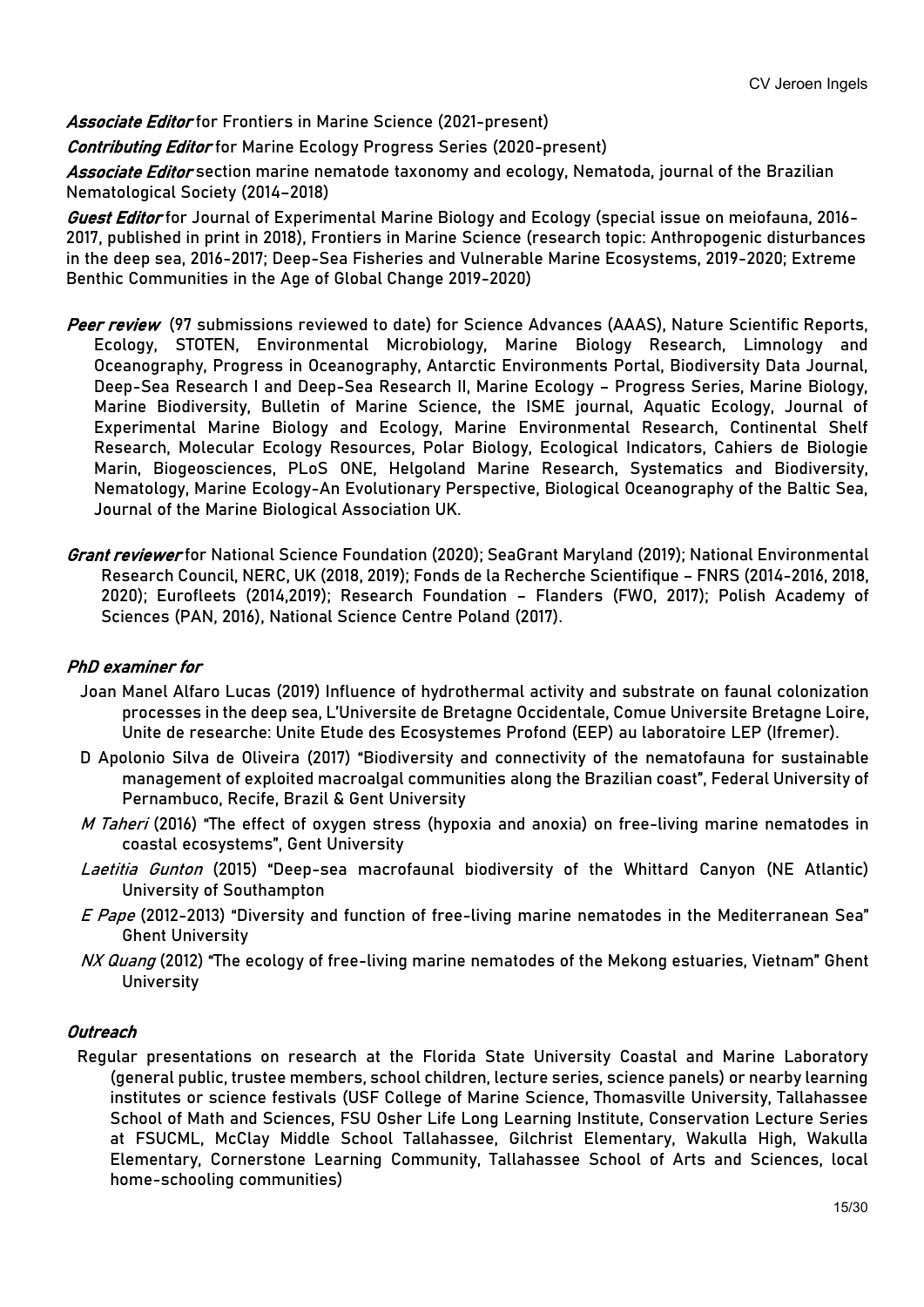***Associate Editor*** for Frontiers in Marine Science (2021-present)

***Contributing Editor*** for Marine Ecology Progress Series (2020-present)

***Associate Editor*** section marine nematode taxonomy and ecology, Nematoda, journal of the Brazilian Nematological Society (2014–2018)

***Guest Editor*** for Journal of Experimental Marine Biology and Ecology (special issue on meiofauna, 2016-2017, published in print in 2018), Frontiers in Marine Science (research topic: Anthropogenic disturbances in the deep sea, 2016-2017; Deep-Sea Fisheries and Vulnerable Marine Ecosystems, 2019-2020; Extreme Benthic Communities in the Age of Global Change 2019-2020)

***Peer review*** (97 submissions reviewed to date) for Science Advances (AAAS), Nature Scientific Reports, Ecology, STOTEN, Environmental Microbiology, Marine Biology Research, Limnology and Oceanography, Progress in Oceanography, Antarctic Environments Portal, Biodiversity Data Journal, Deep-Sea Research I and Deep-Sea Research II, Marine Ecology – Progress Series, Marine Biology, Marine Biodiversity, Bulletin of Marine Science, the ISME journal, Aquatic Ecology, Journal of Experimental Marine Biology and Ecology, Marine Environmental Research, Continental Shelf Research, Molecular Ecology Resources, Polar Biology, Ecological Indicators, Cahiers de Biologie Marin, Biogeosciences, PLoS ONE, Helgoland Marine Research, Systematics and Biodiversity, Nematology, Marine Ecology-An Evolutionary Perspective, Biological Oceanography of the Baltic Sea, Journal of the Marine Biological Association UK.

***Grant reviewer*** for National Science Foundation (2020); SeaGrant Maryland (2019); National Environmental Research Council, NERC, UK (2018, 2019); Fonds de la Recherche Scientifique – FNRS (2014-2016, 2018, 2020); Eurofleets (2014,2019); Research Foundation – Flanders (FWO, 2017); Polish Academy of Sciences (PAN, 2016), National Science Centre Poland (2017).

### *PhD examiner for*

- Joan Manel Alfaro Lucas (2019) Influence of hydrothermal activity and substrate on faunal colonization processes in the deep sea, L'Universite de Bretagne Occidentale, Comue Universite Bretagne Loire, Unite de researche: Unite Etude des Ecosystemes Profond (EEP) au laboratoire LEP (Ifremer).
- D Apolonio Silva de Oliveira (2017) "Biodiversity and connectivity of the nematofauna for sustainable management of exploited macroalgal communities along the Brazilian coast", Federal University of Pernambuco, Recife, Brazil & Gent University
- *M Taheri* (2016) "The effect of oxygen stress (hypoxia and anoxia) on free-living marine nematodes in coastal ecosystems", Gent University
- *Laetitia Gunton* (2015) "Deep-sea macrofaunal biodiversity of the Whittard Canyon (NE Atlantic) University of Southampton
- *E Pape* (2012-2013) "Diversity and function of free-living marine nematodes in the Mediterranean Sea" Ghent University
- *NX Quang* (2012) "The ecology of free-living marine nematodes of the Mekong estuaries, Vietnam" Ghent University

### *Outreach*

Regular presentations on research at the Florida State University Coastal and Marine Laboratory (general public, trustee members, school children, lecture series, science panels) or nearby learning institutes or science festivals (USF College of Marine Science, Thomasville University, Tallahassee School of Math and Sciences, FSU Osher Life Long Learning Institute, Conservation Lecture Series at FSUCML, McClay Middle School Tallahassee, Gilchrist Elementary, Wakulla High, Wakulla Elementary, Cornerstone Learning Community, Tallahassee School of Arts and Sciences, local home-schooling communities)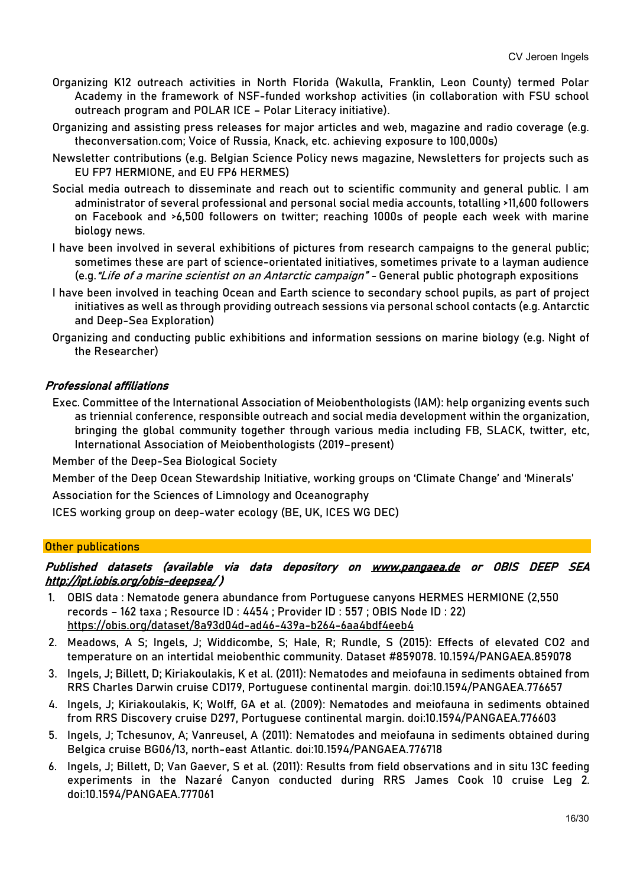- Organizing K12 outreach activities in North Florida (Wakulla, Franklin, Leon County) termed Polar Academy in the framework of NSF-funded workshop activities (in collaboration with FSU school outreach program and POLAR ICE – Polar Literacy initiative).
- Organizing and assisting press releases for major articles and web, magazine and radio coverage (e.g. theconversation.com; Voice of Russia, Knack, etc. achieving exposure to 100,000s)
- Newsletter contributions (e.g. Belgian Science Policy news magazine, Newsletters for projects such as EU FP7 HERMIONE, and EU FP6 HERMES)
- Social media outreach to disseminate and reach out to scientific community and general public. I am administrator of several professional and personal social media accounts, totalling >11,600 followers on Facebook and >6,500 followers on twitter; reaching 1000s of people each week with marine biology news.
- I have been involved in several exhibitions of pictures from research campaigns to the general public; sometimes these are part of science-orientated initiatives, sometimes private to a layman audience (e.g. *"Life of a marine scientist on an Antarctic campaign"* - General public photograph expositions
- I have been involved in teaching Ocean and Earth science to secondary school pupils, as part of project initiatives as well as through providing outreach sessions via personal school contacts (e.g. Antarctic and Deep-Sea Exploration)
- Organizing and conducting public exhibitions and information sessions on marine biology (e.g. Night of the Researcher)

### *Professional affiliations*

- Exec. Committee of the International Association of Meiobenthologists (IAM): help organizing events such as triennial conference, responsible outreach and social media development within the organization, bringing the global community together through various media including FB, SLACK, twitter, etc, International Association of Meiobenthologists (2019–present)
- Member of the Deep-Sea Biological Society
- Member of the Deep Ocean Stewardship Initiative, working groups on 'Climate Change' and 'Minerals'
- Association for the Sciences of Limnology and Oceanography
- ICES working group on deep-water ecology (BE, UK, ICES WG DEC)

## Other publications

### *Published datasets (available via data depository on www.pangaea.de or OBIS DEEP SEA http://ipt.iobis.org/obis-deepsea/ )*

1. OBIS data : Nematode genera abundance from Portuguese canyons HERMES HERMIONE (2,550 records – 162 taxa ; Resource ID : 4454 ; Provider ID : 557 ; OBIS Node ID : 22) https://obis.org/dataset/8a93d04d-ad46-439a-b264-6aa4bdf4eeb4
2. Meadows, A S; Ingels, J; Widdicombe, S; Hale, R; Rundle, S (2015): Effects of elevated CO2 and temperature on an intertidal meiobenthic community. Dataset #859078. 10.1594/PANGAEA.859078
3. Ingels, J; Billett, D; Kiriakoulakis, K et al. (2011): Nematodes and meiofauna in sediments obtained from RRS Charles Darwin cruise CD179, Portuguese continental margin. doi:10.1594/PANGAEA.776657
4. Ingels, J; Kiriakoulakis, K; Wolff, GA et al. (2009): Nematodes and meiofauna in sediments obtained from RRS Discovery cruise D297, Portuguese continental margin. doi:10.1594/PANGAEA.776603
5. Ingels, J; Tchesunov, A; Vanreusel, A (2011): Nematodes and meiofauna in sediments obtained during Belgica cruise BG06/13, north-east Atlantic. doi:10.1594/PANGAEA.776718
6. Ingels, J; Billett, D; Van Gaever, S et al. (2011): Results from field observations and in situ 13C feeding experiments in the Nazaré Canyon conducted during RRS James Cook 10 cruise Leg 2. doi:10.1594/PANGAEA.777061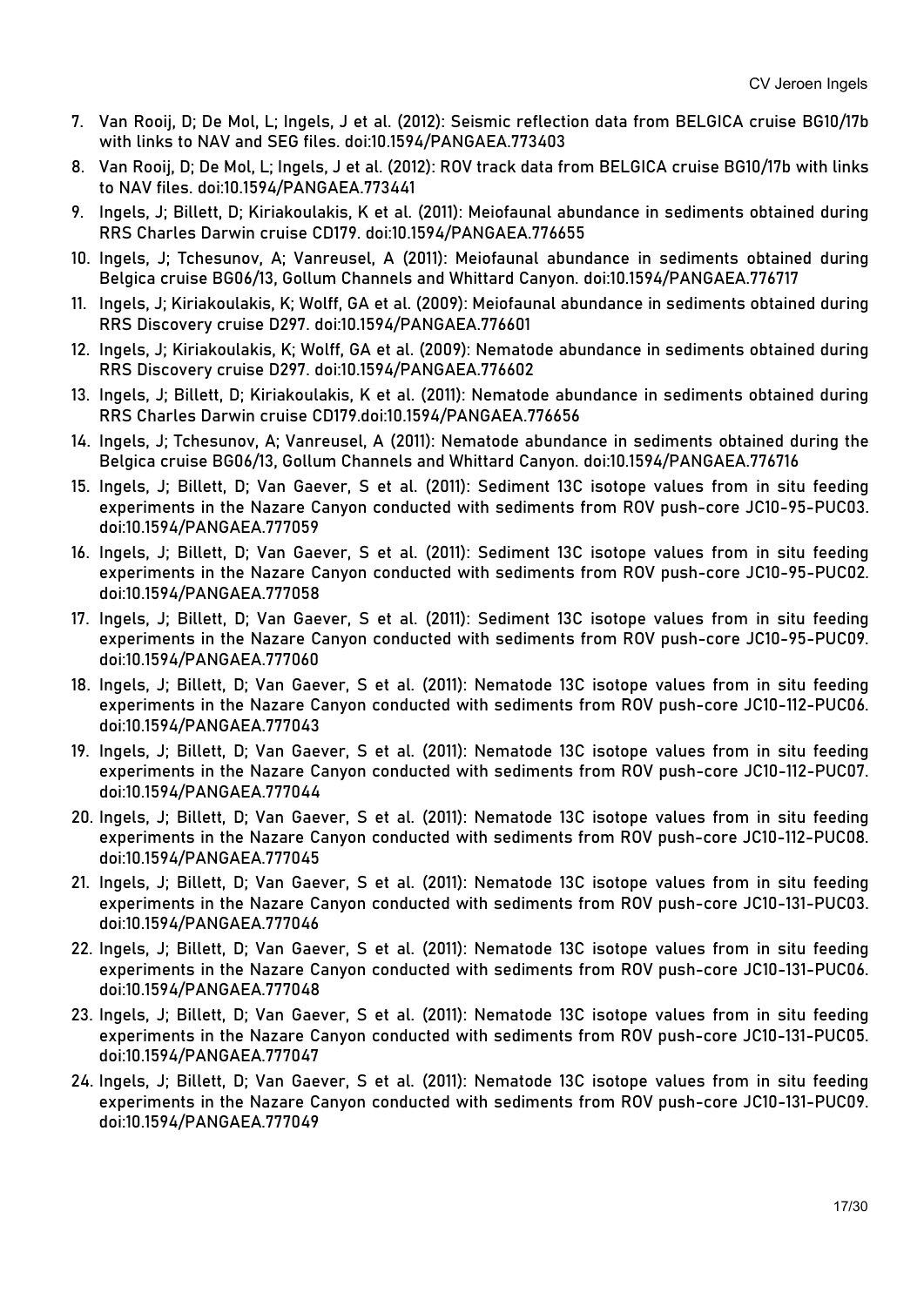7. Van Rooij, D; De Mol, L; Ingels, J et al. (2012): Seismic reflection data from BELGICA cruise BG10/17b with links to NAV and SEG files. doi:10.1594/PANGAEA.773403
8. Van Rooij, D; De Mol, L; Ingels, J et al. (2012): ROV track data from BELGICA cruise BG10/17b with links to NAV files. doi:10.1594/PANGAEA.773441
9. Ingels, J; Billett, D; Kiriakoulakis, K et al. (2011): Meiofaunal abundance in sediments obtained during RRS Charles Darwin cruise CD179. doi:10.1594/PANGAEA.776655
10. Ingels, J; Tchesunov, A; Vanreusel, A (2011): Meiofaunal abundance in sediments obtained during Belgica cruise BG06/13, Gollum Channels and Whittard Canyon. doi:10.1594/PANGAEA.776717
11. Ingels, J; Kiriakoulakis, K; Wolff, GA et al. (2009): Meiofaunal abundance in sediments obtained during RRS Discovery cruise D297. doi:10.1594/PANGAEA.776601
12. Ingels, J; Kiriakoulakis, K; Wolff, GA et al. (2009): Nematode abundance in sediments obtained during RRS Discovery cruise D297. doi:10.1594/PANGAEA.776602
13. Ingels, J; Billett, D; Kiriakoulakis, K et al. (2011): Nematode abundance in sediments obtained during RRS Charles Darwin cruise CD179.doi:10.1594/PANGAEA.776656
14. Ingels, J; Tchesunov, A; Vanreusel, A (2011): Nematode abundance in sediments obtained during the Belgica cruise BG06/13, Gollum Channels and Whittard Canyon. doi:10.1594/PANGAEA.776716
15. Ingels, J; Billett, D; Van Gaever, S et al. (2011): Sediment 13C isotope values from in situ feeding experiments in the Nazare Canyon conducted with sediments from ROV push-core JC10-95-PUC03. doi:10.1594/PANGAEA.777059
16. Ingels, J; Billett, D; Van Gaever, S et al. (2011): Sediment 13C isotope values from in situ feeding experiments in the Nazare Canyon conducted with sediments from ROV push-core JC10-95-PUC02. doi:10.1594/PANGAEA.777058
17. Ingels, J; Billett, D; Van Gaever, S et al. (2011): Sediment 13C isotope values from in situ feeding experiments in the Nazare Canyon conducted with sediments from ROV push-core JC10-95-PUC09. doi:10.1594/PANGAEA.777060
18. Ingels, J; Billett, D; Van Gaever, S et al. (2011): Nematode 13C isotope values from in situ feeding experiments in the Nazare Canyon conducted with sediments from ROV push-core JC10-112-PUC06. doi:10.1594/PANGAEA.777043
19. Ingels, J; Billett, D; Van Gaever, S et al. (2011): Nematode 13C isotope values from in situ feeding experiments in the Nazare Canyon conducted with sediments from ROV push-core JC10-112-PUC07. doi:10.1594/PANGAEA.777044
20. Ingels, J; Billett, D; Van Gaever, S et al. (2011): Nematode 13C isotope values from in situ feeding experiments in the Nazare Canyon conducted with sediments from ROV push-core JC10-112-PUC08. doi:10.1594/PANGAEA.777045
21. Ingels, J; Billett, D; Van Gaever, S et al. (2011): Nematode 13C isotope values from in situ feeding experiments in the Nazare Canyon conducted with sediments from ROV push-core JC10-131-PUC03. doi:10.1594/PANGAEA.777046
22. Ingels, J; Billett, D; Van Gaever, S et al. (2011): Nematode 13C isotope values from in situ feeding experiments in the Nazare Canyon conducted with sediments from ROV push-core JC10-131-PUC06. doi:10.1594/PANGAEA.777048
23. Ingels, J; Billett, D; Van Gaever, S et al. (2011): Nematode 13C isotope values from in situ feeding experiments in the Nazare Canyon conducted with sediments from ROV push-core JC10-131-PUC05. doi:10.1594/PANGAEA.777047
24. Ingels, J; Billett, D; Van Gaever, S et al. (2011): Nematode 13C isotope values from in situ feeding experiments in the Nazare Canyon conducted with sediments from ROV push-core JC10-131-PUC09. doi:10.1594/PANGAEA.777049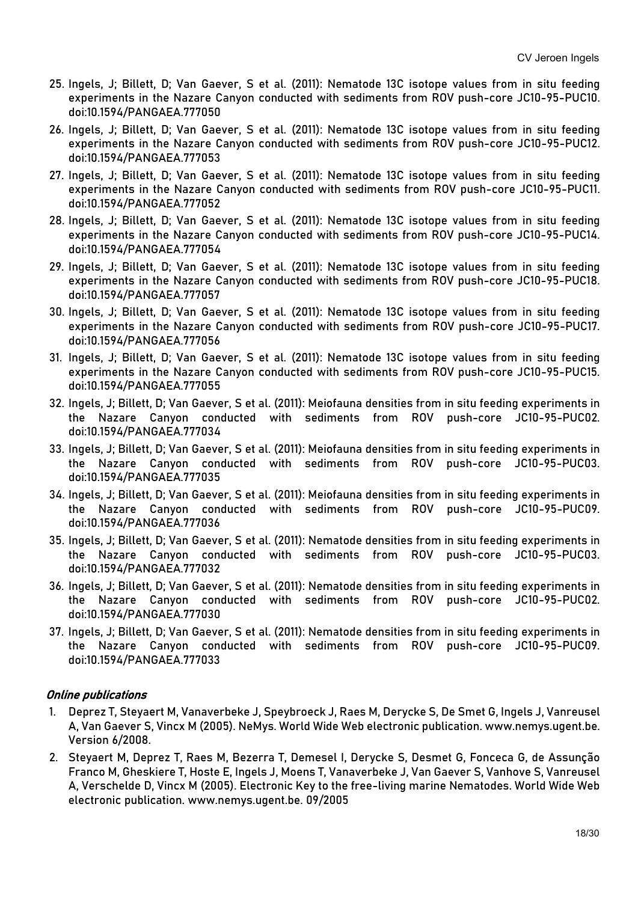25. Ingels, J; Billett, D; Van Gaever, S et al. (2011): Nematode 13C isotope values from in situ feeding experiments in the Nazare Canyon conducted with sediments from ROV push-core JC10-95-PUC10. doi:10.1594/PANGAEA.777050
26. Ingels, J; Billett, D; Van Gaever, S et al. (2011): Nematode 13C isotope values from in situ feeding experiments in the Nazare Canyon conducted with sediments from ROV push-core JC10-95-PUC12. doi:10.1594/PANGAEA.777053
27. Ingels, J; Billett, D; Van Gaever, S et al. (2011): Nematode 13C isotope values from in situ feeding experiments in the Nazare Canyon conducted with sediments from ROV push-core JC10-95-PUC11. doi:10.1594/PANGAEA.777052
28. Ingels, J; Billett, D; Van Gaever, S et al. (2011): Nematode 13C isotope values from in situ feeding experiments in the Nazare Canyon conducted with sediments from ROV push-core JC10-95-PUC14. doi:10.1594/PANGAEA.777054
29. Ingels, J; Billett, D; Van Gaever, S et al. (2011): Nematode 13C isotope values from in situ feeding experiments in the Nazare Canyon conducted with sediments from ROV push-core JC10-95-PUC18. doi:10.1594/PANGAEA.777057
30. Ingels, J; Billett, D; Van Gaever, S et al. (2011): Nematode 13C isotope values from in situ feeding experiments in the Nazare Canyon conducted with sediments from ROV push-core JC10-95-PUC17. doi:10.1594/PANGAEA.777056
31. Ingels, J; Billett, D; Van Gaever, S et al. (2011): Nematode 13C isotope values from in situ feeding experiments in the Nazare Canyon conducted with sediments from ROV push-core JC10-95-PUC15. doi:10.1594/PANGAEA.777055
32. Ingels, J; Billett, D; Van Gaever, S et al. (2011): Meiofauna densities from in situ feeding experiments in the Nazare Canyon conducted with sediments from ROV push-core JC10-95-PUC02. doi:10.1594/PANGAEA.777034
33. Ingels, J; Billett, D; Van Gaever, S et al. (2011): Meiofauna densities from in situ feeding experiments in the Nazare Canyon conducted with sediments from ROV push-core JC10-95-PUC03. doi:10.1594/PANGAEA.777035
34. Ingels, J; Billett, D; Van Gaever, S et al. (2011): Meiofauna densities from in situ feeding experiments in the Nazare Canyon conducted with sediments from ROV push-core JC10-95-PUC09. doi:10.1594/PANGAEA.777036
35. Ingels, J; Billett, D; Van Gaever, S et al. (2011): Nematode densities from in situ feeding experiments in the Nazare Canyon conducted with sediments from ROV push-core JC10-95-PUC03. doi:10.1594/PANGAEA.777032
36. Ingels, J; Billett, D; Van Gaever, S et al. (2011): Nematode densities from in situ feeding experiments in the Nazare Canyon conducted with sediments from ROV push-core JC10-95-PUC02. doi:10.1594/PANGAEA.777030
37. Ingels, J; Billett, D; Van Gaever, S et al. (2011): Nematode densities from in situ feeding experiments in the Nazare Canyon conducted with sediments from ROV push-core JC10-95-PUC09. doi:10.1594/PANGAEA.777033

#### *Online publications*

1. Deprez T, Steyaert M, Vanaverbeke J, Speybroeck J, Raes M, Derycke S, De Smet G, Ingels J, Vanreusel A, Van Gaever S, Vincx M (2005). NeMys. World Wide Web electronic publication. www.nemys.ugent.be. Version 6/2008.
2. Steyaert M, Deprez T, Raes M, Bezerra T, Demesel I, Derycke S, Desmet G, Fonceca G, de Assunção Franco M, Gheskiere T, Hoste E, Ingels J, Moens T, Vanaverbeke J, Van Gaever S, Vanhove S, Vanreusel A, Verschelde D, Vincx M (2005). Electronic Key to the free-living marine Nematodes. World Wide Web electronic publication. www.nemys.ugent.be. 09/2005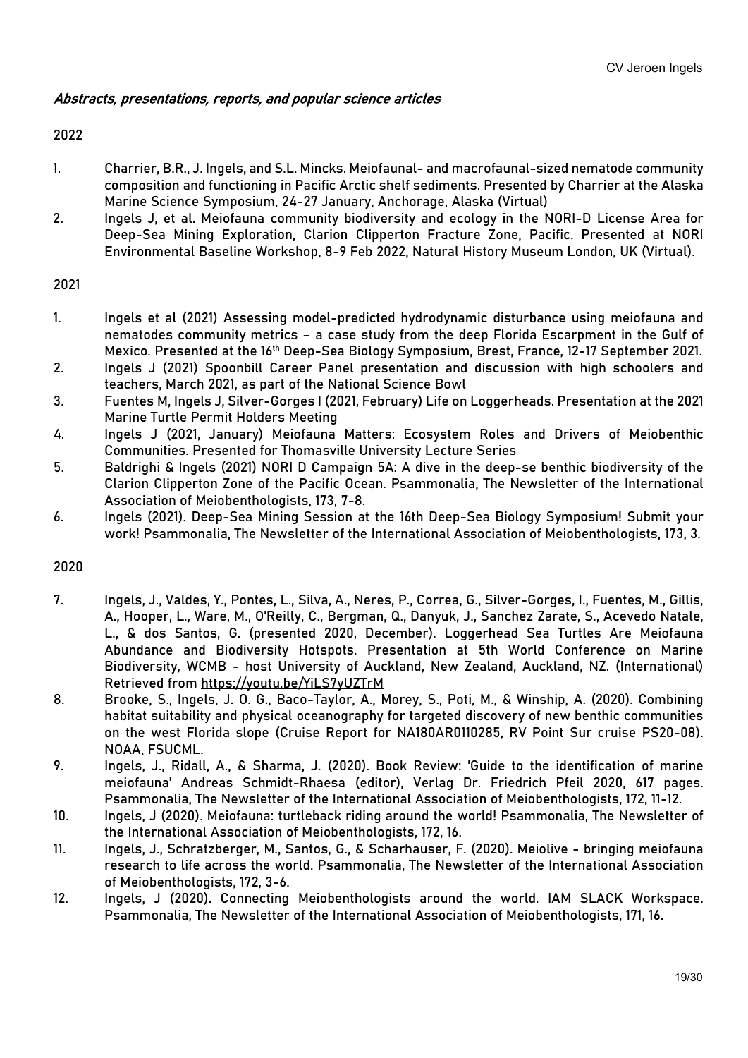### *Abstracts, presentations, reports, and popular science articles*

2022

1. Charrier, B.R., J. Ingels, and S.L. Mincks. Meiofaunal- and macrofaunal-sized nematode community composition and functioning in Pacific Arctic shelf sediments. Presented by Charrier at the Alaska Marine Science Symposium, 24-27 January, Anchorage, Alaska (Virtual)
2. Ingels J, et al. Meiofauna community biodiversity and ecology in the NORI-D License Area for Deep-Sea Mining Exploration, Clarion Clipperton Fracture Zone, Pacific. Presented at NORI Environmental Baseline Workshop, 8-9 Feb 2022, Natural History Museum London, UK (Virtual).

2021

1. Ingels et al (2021) Assessing model-predicted hydrodynamic disturbance using meiofauna and nematodes community metrics – a case study from the deep Florida Escarpment in the Gulf of Mexico. Presented at the 16th Deep-Sea Biology Symposium, Brest, France, 12-17 September 2021.
2. Ingels J (2021) Spoonbill Career Panel presentation and discussion with high schoolers and teachers, March 2021, as part of the National Science Bowl
3. Fuentes M, Ingels J, Silver-Gorges I (2021, February) Life on Loggerheads. Presentation at the 2021 Marine Turtle Permit Holders Meeting
4. Ingels J (2021, January) Meiofauna Matters: Ecosystem Roles and Drivers of Meiobenthic Communities. Presented for Thomasville University Lecture Series
5. Baldrighi & Ingels (2021) NORI D Campaign 5A: A dive in the deep-se benthic biodiversity of the Clarion Clipperton Zone of the Pacific Ocean. Psammonalia, The Newsletter of the International Association of Meiobenthologists, 173, 7-8.
6. Ingels (2021). Deep-Sea Mining Session at the 16th Deep-Sea Biology Symposium! Submit your work! Psammonalia, The Newsletter of the International Association of Meiobenthologists, 173, 3.

2020

7. Ingels, J., Valdes, Y., Pontes, L., Silva, A., Neres, P., Correa, G., Silver-Gorges, I., Fuentes, M., Gillis, A., Hooper, L., Ware, M., O'Reilly, C., Bergman, Q., Danyuk, J., Sanchez Zarate, S., Acevedo Natale, L., & dos Santos, G. (presented 2020, December). Loggerhead Sea Turtles Are Meiofauna Abundance and Biodiversity Hotspots. Presentation at 5th World Conference on Marine Biodiversity, WCMB - host University of Auckland, New Zealand, Auckland, NZ. (International) Retrieved from https://youtu.be/YiLS7yUZTrM
8. Brooke, S., Ingels, J. O. G., Baco-Taylor, A., Morey, S., Poti, M., & Winship, A. (2020). Combining habitat suitability and physical oceanography for targeted discovery of new benthic communities on the west Florida slope (Cruise Report for NA18OAR0110285, RV Point Sur cruise PS20-08). NOAA, FSUCML.
9. Ingels, J., Ridall, A., & Sharma, J. (2020). Book Review: 'Guide to the identification of marine meiofauna' Andreas Schmidt-Rhaesa (editor), Verlag Dr. Friedrich Pfeil 2020, 617 pages. Psammonalia, The Newsletter of the International Association of Meiobenthologists, 172, 11-12.
10. Ingels, J (2020). Meiofauna: turtleback riding around the world! Psammonalia, The Newsletter of the International Association of Meiobenthologists, 172, 16.
11. Ingels, J., Schratzberger, M., Santos, G., & Scharhauser, F. (2020). Meiolive - bringing meiofauna research to life across the world. Psammonalia, The Newsletter of the International Association of Meiobenthologists, 172, 3-6.
12. Ingels, J (2020). Connecting Meiobenthologists around the world. IAM SLACK Workspace. Psammonalia, The Newsletter of the International Association of Meiobenthologists, 171, 16.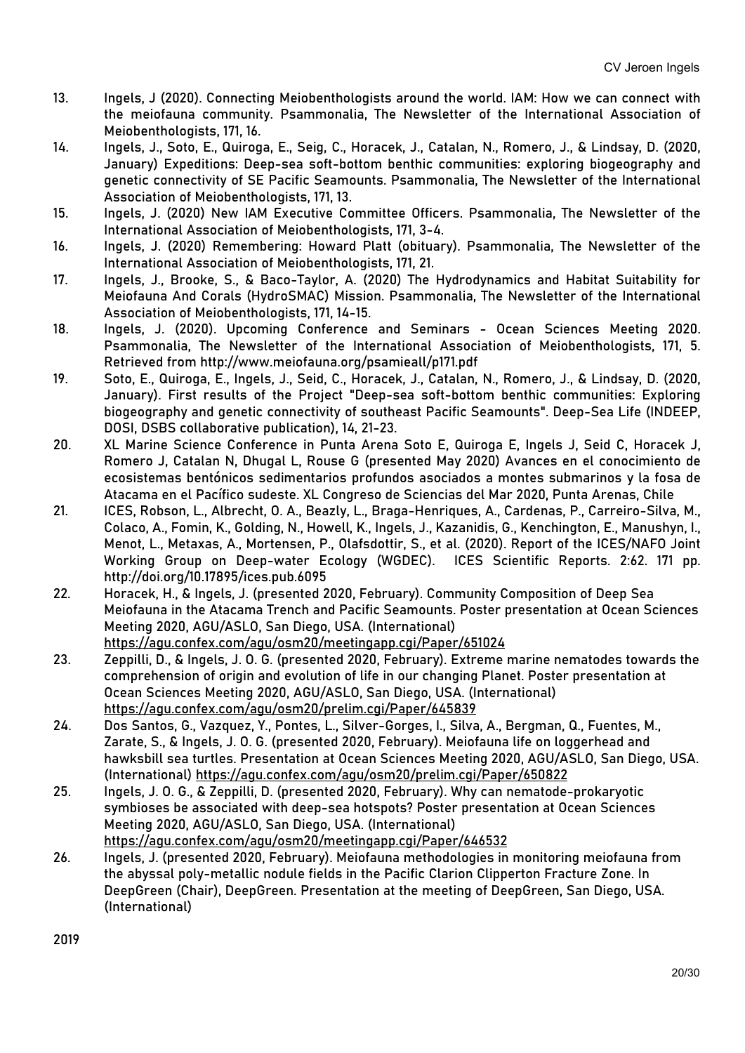13. Ingels, J (2020). Connecting Meiobenthologists around the world. IAM: How we can connect with the meiofauna community. Psammonalia, The Newsletter of the International Association of Meiobenthologists, 171, 16.
14. Ingels, J., Soto, E., Quiroga, E., Seig, C., Horacek, J., Catalan, N., Romero, J., & Lindsay, D. (2020, January) Expeditions: Deep-sea soft-bottom benthic communities: exploring biogeography and genetic connectivity of SE Pacific Seamounts. Psammonalia, The Newsletter of the International Association of Meiobenthologists, 171, 13.
15. Ingels, J. (2020) New IAM Executive Committee Officers. Psammonalia, The Newsletter of the International Association of Meiobenthologists, 171, 3-4.
16. Ingels, J. (2020) Remembering: Howard Platt (obituary). Psammonalia, The Newsletter of the International Association of Meiobenthologists, 171, 21.
17. Ingels, J., Brooke, S., & Baco-Taylor, A. (2020) The Hydrodynamics and Habitat Suitability for Meiofauna And Corals (HydroSMAC) Mission. Psammonalia, The Newsletter of the International Association of Meiobenthologists, 171, 14-15.
18. Ingels, J. (2020). Upcoming Conference and Seminars - Ocean Sciences Meeting 2020. Psammonalia, The Newsletter of the International Association of Meiobenthologists, 171, 5. Retrieved from http://www.meiofauna.org/psamieall/p171.pdf
19. Soto, E., Quiroga, E., Ingels, J., Seid, C., Horacek, J., Catalan, N., Romero, J., & Lindsay, D. (2020, January). First results of the Project "Deep-sea soft-bottom benthic communities: Exploring biogeography and genetic connectivity of southeast Pacific Seamounts". Deep-Sea Life (INDEEP, DOSI, DSBS collaborative publication), 14, 21-23.
20. XL Marine Science Conference in Punta Arena Soto E, Quiroga E, Ingels J, Seid C, Horacek J, Romero J, Catalan N, Dhugal L, Rouse G (presented May 2020) Avances en el conocimiento de ecosistemas bentónicos sedimentarios profundos asociados a montes submarinos y la fosa de Atacama en el Pacífico sudeste. XL Congreso de Sciencias del Mar 2020, Punta Arenas, Chile
21. ICES, Robson, L., Albrecht, O. A., Beazly, L., Braga-Henriques, A., Cardenas, P., Carreiro-Silva, M., Colaco, A., Fomin, K., Golding, N., Howell, K., Ingels, J., Kazanidis, G., Kenchington, E., Manushyn, I., Menot, L., Metaxas, A., Mortensen, P., Olafsdottir, S., et al. (2020). Report of the ICES/NAFO Joint Working Group on Deep-water Ecology (WGDEC). ICES Scientific Reports. 2:62. 171 pp. http://doi.org/10.17895/ices.pub.6095
22. Horacek, H., & Ingels, J. (presented 2020, February). Community Composition of Deep Sea Meiofauna in the Atacama Trench and Pacific Seamounts. Poster presentation at Ocean Sciences Meeting 2020, AGU/ASLO, San Diego, USA. (International) https://agu.confex.com/agu/osm20/meetingapp.cgi/Paper/651024
23. Zeppilli, D., & Ingels, J. O. G. (presented 2020, February). Extreme marine nematodes towards the comprehension of origin and evolution of life in our changing Planet. Poster presentation at Ocean Sciences Meeting 2020, AGU/ASLO, San Diego, USA. (International) https://agu.confex.com/agu/osm20/prelim.cgi/Paper/645839
24. Dos Santos, G., Vazquez, Y., Pontes, L., Silver-Gorges, I., Silva, A., Bergman, Q., Fuentes, M., Zarate, S., & Ingels, J. O. G. (presented 2020, February). Meiofauna life on loggerhead and hawksbill sea turtles. Presentation at Ocean Sciences Meeting 2020, AGU/ASLO, San Diego, USA. (International) https://agu.confex.com/agu/osm20/prelim.cgi/Paper/650822
25. Ingels, J. O. G., & Zeppilli, D. (presented 2020, February). Why can nematode-prokaryotic symbioses be associated with deep-sea hotspots? Poster presentation at Ocean Sciences Meeting 2020, AGU/ASLO, San Diego, USA. (International) https://agu.confex.com/agu/osm20/meetingapp.cgi/Paper/646532
26. Ingels, J. (presented 2020, February). Meiofauna methodologies in monitoring meiofauna from the abyssal poly-metallic nodule fields in the Pacific Clarion Clipperton Fracture Zone. In DeepGreen (Chair), DeepGreen. Presentation at the meeting of DeepGreen, San Diego, USA. (International)

2019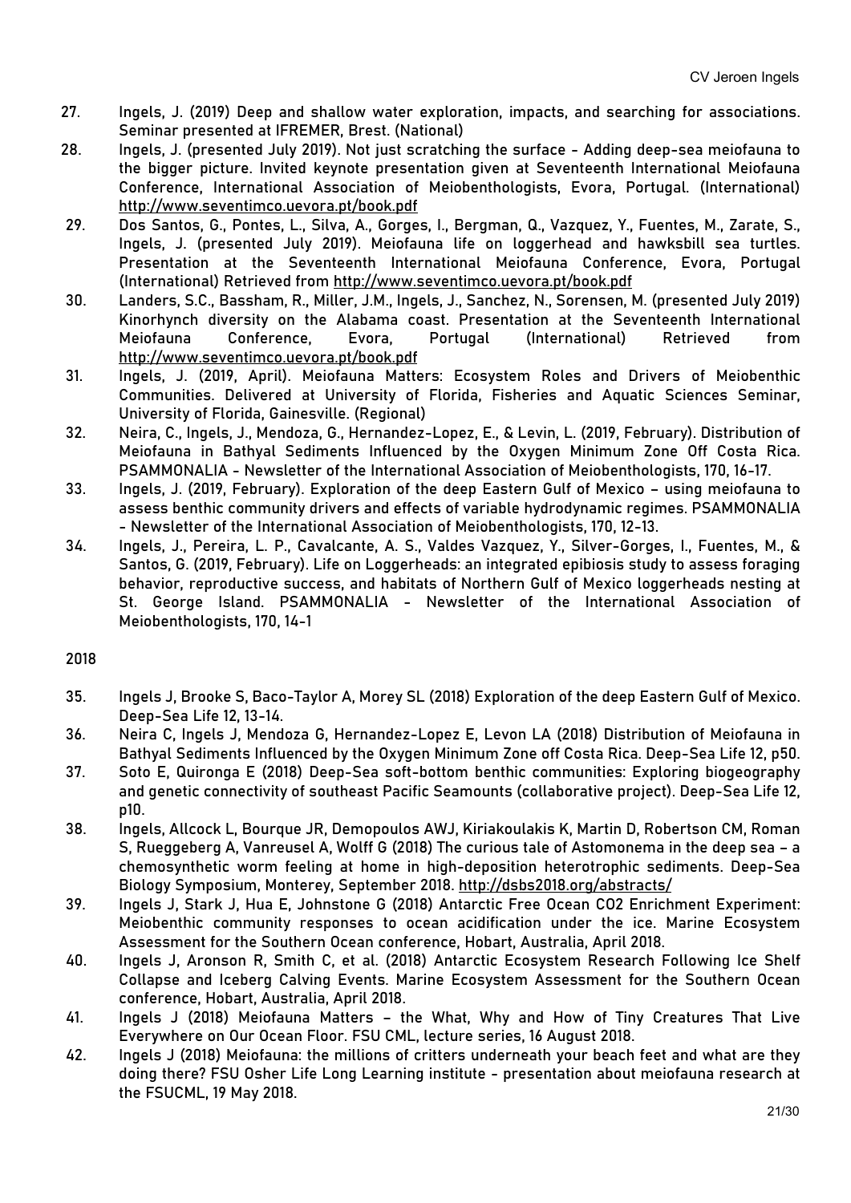27. Ingels, J. (2019) Deep and shallow water exploration, impacts, and searching for associations. Seminar presented at IFREMER, Brest. (National)
28. Ingels, J. (presented July 2019). Not just scratching the surface - Adding deep-sea meiofauna to the bigger picture. Invited keynote presentation given at Seventeenth International Meiofauna Conference, International Association of Meiobenthologists, Evora, Portugal. (International) http://www.seventimco.uevora.pt/book.pdf
29. Dos Santos, G., Pontes, L., Silva, A., Gorges, I., Bergman, Q., Vazquez, Y., Fuentes, M., Zarate, S., Ingels, J. (presented July 2019). Meiofauna life on loggerhead and hawksbill sea turtles. Presentation at the Seventeenth International Meiofauna Conference, Evora, Portugal (International) Retrieved from http://www.seventimco.uevora.pt/book.pdf
30. Landers, S.C., Bassham, R., Miller, J.M., Ingels, J., Sanchez, N., Sorensen, M. (presented July 2019) Kinorhynch diversity on the Alabama coast. Presentation at the Seventeenth International Meiofauna Conference, Evora, Portugal (International) Retrieved from http://www.seventimco.uevora.pt/book.pdf
31. Ingels, J. (2019, April). Meiofauna Matters: Ecosystem Roles and Drivers of Meiobenthic Communities. Delivered at University of Florida, Fisheries and Aquatic Sciences Seminar, University of Florida, Gainesville. (Regional)
32. Neira, C., Ingels, J., Mendoza, G., Hernandez-Lopez, E., & Levin, L. (2019, February). Distribution of Meiofauna in Bathyal Sediments Influenced by the Oxygen Minimum Zone Off Costa Rica. PSAMMONALIA - Newsletter of the International Association of Meiobenthologists, 170, 16-17.
33. Ingels, J. (2019, February). Exploration of the deep Eastern Gulf of Mexico – using meiofauna to assess benthic community drivers and effects of variable hydrodynamic regimes. PSAMMONALIA - Newsletter of the International Association of Meiobenthologists, 170, 12-13.
34. Ingels, J., Pereira, L. P., Cavalcante, A. S., Valdes Vazquez, Y., Silver-Gorges, I., Fuentes, M., & Santos, G. (2019, February). Life on Loggerheads: an integrated epibiosis study to assess foraging behavior, reproductive success, and habitats of Northern Gulf of Mexico loggerheads nesting at St. George Island. PSAMMONALIA - Newsletter of the International Association of Meiobenthologists, 170, 14-1

2018

35. Ingels J, Brooke S, Baco-Taylor A, Morey SL (2018) Exploration of the deep Eastern Gulf of Mexico. Deep-Sea Life 12, 13-14.
36. Neira C, Ingels J, Mendoza G, Hernandez-Lopez E, Levon LA (2018) Distribution of Meiofauna in Bathyal Sediments Influenced by the Oxygen Minimum Zone off Costa Rica. Deep-Sea Life 12, p50.
37. Soto E, Quironga E (2018) Deep-Sea soft-bottom benthic communities: Exploring biogeography and genetic connectivity of southeast Pacific Seamounts (collaborative project). Deep-Sea Life 12, p10.
38. Ingels, Allcock L, Bourque JR, Demopoulos AWJ, Kiriakoulakis K, Martin D, Robertson CM, Roman S, Rueggeberg A, Vanreusel A, Wolff G (2018) The curious tale of Astomonema in the deep sea – a chemosynthetic worm feeling at home in high-deposition heterotrophic sediments. Deep-Sea Biology Symposium, Monterey, September 2018. http://dsbs2018.org/abstracts/
39. Ingels J, Stark J, Hua E, Johnstone G (2018) Antarctic Free Ocean CO2 Enrichment Experiment: Meiobenthic community responses to ocean acidification under the ice. Marine Ecosystem Assessment for the Southern Ocean conference, Hobart, Australia, April 2018.
40. Ingels J, Aronson R, Smith C, et al. (2018) Antarctic Ecosystem Research Following Ice Shelf Collapse and Iceberg Calving Events. Marine Ecosystem Assessment for the Southern Ocean conference, Hobart, Australia, April 2018.
41. Ingels J (2018) Meiofauna Matters – the What, Why and How of Tiny Creatures That Live Everywhere on Our Ocean Floor. FSU CML, lecture series, 16 August 2018.
42. Ingels J (2018) Meiofauna: the millions of critters underneath your beach feet and what are they doing there? FSU Osher Life Long Learning institute - presentation about meiofauna research at the FSUCML, 19 May 2018.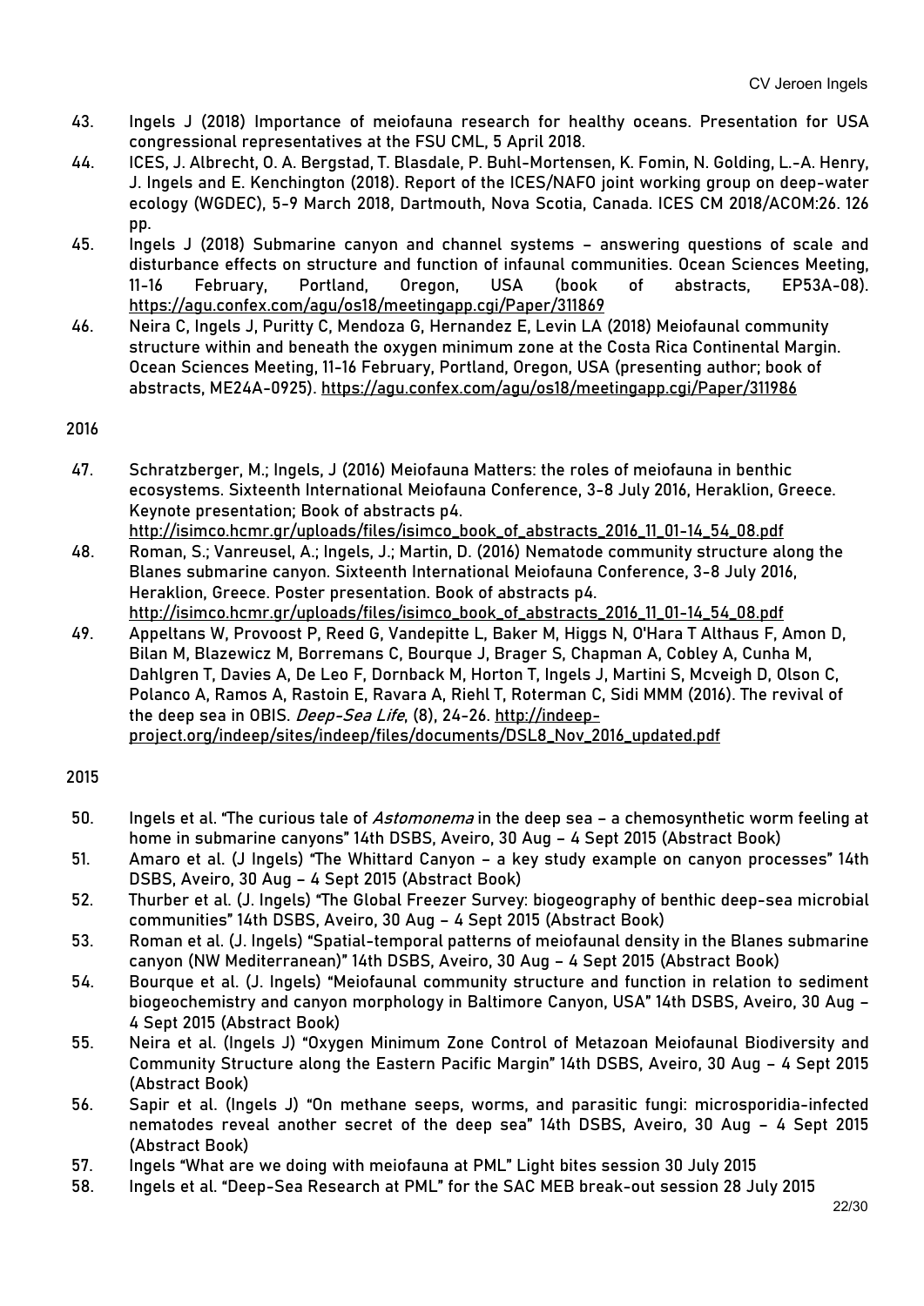43. Ingels J (2018) Importance of meiofauna research for healthy oceans. Presentation for USA congressional representatives at the FSU CML, 5 April 2018.
44. ICES, J. Albrecht, O. A. Bergstad, T. Blasdale, P. Buhl-Mortensen, K. Fomin, N. Golding, L.-A. Henry, J. Ingels and E. Kenchington (2018). Report of the ICES/NAFO joint working group on deep-water ecology (WGDEC), 5-9 March 2018, Dartmouth, Nova Scotia, Canada. ICES CM 2018/ACOM:26. 126 pp.
45. Ingels J (2018) Submarine canyon and channel systems – answering questions of scale and disturbance effects on structure and function of infaunal communities. Ocean Sciences Meeting, 11-16 February, Portland, Oregon, USA (book of abstracts, EP53A-08). https://agu.confex.com/agu/os18/meetingapp.cgi/Paper/311869
46. Neira C, Ingels J, Puritty C, Mendoza G, Hernandez E, Levin LA (2018) Meiofaunal community structure within and beneath the oxygen minimum zone at the Costa Rica Continental Margin. Ocean Sciences Meeting, 11-16 February, Portland, Oregon, USA (presenting author; book of abstracts, ME24A-0925). https://agu.confex.com/agu/os18/meetingapp.cgi/Paper/311986

2016

47. Schratzberger, M.; Ingels, J (2016) Meiofauna Matters: the roles of meiofauna in benthic ecosystems. Sixteenth International Meiofauna Conference, 3-8 July 2016, Heraklion, Greece. Keynote presentation; Book of abstracts p4. http://isimco.hcmr.gr/uploads/files/isimco_book_of_abstracts_2016_11_01-14_54_08.pdf
48. Roman, S.; Vanreusel, A.; Ingels, J.; Martin, D. (2016) Nematode community structure along the Blanes submarine canyon. Sixteenth International Meiofauna Conference, 3-8 July 2016, Heraklion, Greece. Poster presentation. Book of abstracts p4. http://isimco.hcmr.gr/uploads/files/isimco_book_of_abstracts_2016_11_01-14_54_08.pdf
49. Appeltans W, Provoost P, Reed G, Vandepitte L, Baker M, Higgs N, O'Hara T Althaus F, Amon D, Bilan M, Blazewicz M, Borremans C, Bourque J, Brager S, Chapman A, Cobley A, Cunha M, Dahlgren T, Davies A, De Leo F, Dornback M, Horton T, Ingels J, Martini S, Mcveigh D, Olson C, Polanco A, Ramos A, Rastoin E, Ravara A, Riehl T, Roterman C, Sidi MMM (2016). The revival of the deep sea in OBIS. *Deep-Sea Life*, (8), 24-26. http://indeep-project.org/indeep/sites/indeep/files/documents/DSL8_Nov_2016_updated.pdf

2015

50. Ingels et al. "The curious tale of *Astomonema* in the deep sea – a chemosynthetic worm feeling at home in submarine canyons" 14th DSBS, Aveiro, 30 Aug – 4 Sept 2015 (Abstract Book)
51. Amaro et al. (J Ingels) "The Whittard Canyon – a key study example on canyon processes" 14th DSBS, Aveiro, 30 Aug – 4 Sept 2015 (Abstract Book)
52. Thurber et al. (J. Ingels) "The Global Freezer Survey: biogeography of benthic deep-sea microbial communities" 14th DSBS, Aveiro, 30 Aug – 4 Sept 2015 (Abstract Book)
53. Roman et al. (J. Ingels) "Spatial-temporal patterns of meiofaunal density in the Blanes submarine canyon (NW Mediterranean)" 14th DSBS, Aveiro, 30 Aug – 4 Sept 2015 (Abstract Book)
54. Bourque et al. (J. Ingels) "Meiofaunal community structure and function in relation to sediment biogeochemistry and canyon morphology in Baltimore Canyon, USA" 14th DSBS, Aveiro, 30 Aug – 4 Sept 2015 (Abstract Book)
55. Neira et al. (Ingels J) "Oxygen Minimum Zone Control of Metazoan Meiofaunal Biodiversity and Community Structure along the Eastern Pacific Margin" 14th DSBS, Aveiro, 30 Aug – 4 Sept 2015 (Abstract Book)
56. Sapir et al. (Ingels J) "On methane seeps, worms, and parasitic fungi: microsporidia-infected nematodes reveal another secret of the deep sea" 14th DSBS, Aveiro, 30 Aug – 4 Sept 2015 (Abstract Book)
57. Ingels "What are we doing with meiofauna at PML" Light bites session 30 July 2015
58. Ingels et al. "Deep-Sea Research at PML" for the SAC MEB break-out session 28 July 2015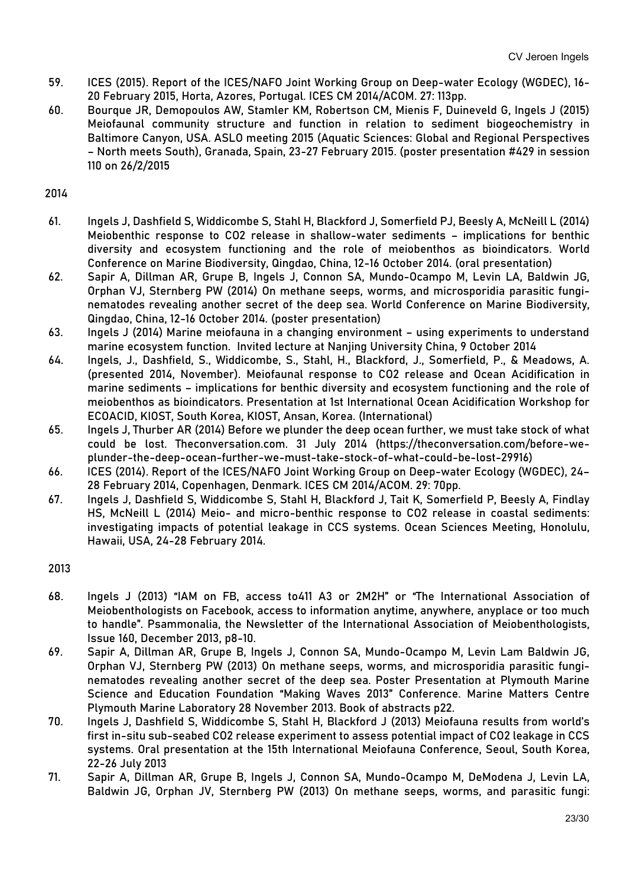59. ICES (2015). Report of the ICES/NAFO Joint Working Group on Deep-water Ecology (WGDEC), 16-20 February 2015, Horta, Azores, Portugal. ICES CM 2014/ACOM. 27: 113pp.
60. Bourque JR, Demopoulos AW, Stamler KM, Robertson CM, Mienis F, Duineveld G, Ingels J (2015) Meiofaunal community structure and function in relation to sediment biogeochemistry in Baltimore Canyon, USA. ASLO meeting 2015 (Aquatic Sciences: Global and Regional Perspectives – North meets South), Granada, Spain, 23-27 February 2015. (poster presentation #429 in session 110 on 26/2/2015

2014

61. Ingels J, Dashfield S, Widdicombe S, Stahl H, Blackford J, Somerfield PJ, Beesly A, McNeill L (2014) Meiobenthic response to CO2 release in shallow-water sediments – implications for benthic diversity and ecosystem functioning and the role of meiobenthos as bioindicators. World Conference on Marine Biodiversity, Qingdao, China, 12-16 October 2014. (oral presentation)
62. Sapir A, Dillman AR, Grupe B, Ingels J, Connon SA, Mundo-Ocampo M, Levin LA, Baldwin JG, Orphan VJ, Sternberg PW (2014) On methane seeps, worms, and microsporidia parasitic fungi-nematodes revealing another secret of the deep sea. World Conference on Marine Biodiversity, Qingdao, China, 12-16 October 2014. (poster presentation)
63. Ingels J (2014) Marine meiofauna in a changing environment – using experiments to understand marine ecosystem function. Invited lecture at Nanjing University China, 9 October 2014
64. Ingels, J., Dashfield, S., Widdicombe, S., Stahl, H., Blackford, J., Somerfield, P., & Meadows, A. (presented 2014, November). Meiofaunal response to CO2 release and Ocean Acidification in marine sediments – implications for benthic diversity and ecosystem functioning and the role of meiobenthos as bioindicators. Presentation at 1st International Ocean Acidification Workshop for ECOACID, KIOST, South Korea, KIOST, Ansan, Korea. (International)
65. Ingels J, Thurber AR (2014) Before we plunder the deep ocean further, we must take stock of what could be lost. Theconversation.com. 31 July 2014 (https://theconversation.com/before-we-plunder-the-deep-ocean-further-we-must-take-stock-of-what-could-be-lost-29916)
66. ICES (2014). Report of the ICES/NAFO Joint Working Group on Deep-water Ecology (WGDEC), 24–28 February 2014, Copenhagen, Denmark. ICES CM 2014/ACOM. 29: 70pp.
67. Ingels J, Dashfield S, Widdicombe S, Stahl H, Blackford J, Tait K, Somerfield P, Beesly A, Findlay HS, McNeill L (2014) Meio- and micro-benthic response to CO2 release in coastal sediments: investigating impacts of potential leakage in CCS systems. Ocean Sciences Meeting, Honolulu, Hawaii, USA, 24-28 February 2014.

2013

68. Ingels J (2013) "IAM on FB, access to411 A3 or 2M2H" or "The International Association of Meiobenthologists on Facebook, access to information anytime, anywhere, anyplace or too much to handle". Psammonalia, the Newsletter of the International Association of Meiobenthologists, Issue 160, December 2013, p8-10.
69. Sapir A, Dillman AR, Grupe B, Ingels J, Connon SA, Mundo-Ocampo M, Levin Lam Baldwin JG, Orphan VJ, Sternberg PW (2013) On methane seeps, worms, and microsporidia parasitic fungi-nematodes revealing another secret of the deep sea. Poster Presentation at Plymouth Marine Science and Education Foundation "Making Waves 2013" Conference. Marine Matters Centre Plymouth Marine Laboratory 28 November 2013. Book of abstracts p22.
70. Ingels J, Dashfield S, Widdicombe S, Stahl H, Blackford J (2013) Meiofauna results from world's first in-situ sub-seabed CO2 release experiment to assess potential impact of CO2 leakage in CCS systems. Oral presentation at the 15th International Meiofauna Conference, Seoul, South Korea, 22-26 July 2013
71. Sapir A, Dillman AR, Grupe B, Ingels J, Connon SA, Mundo-Ocampo M, DeModena J, Levin LA, Baldwin JG, Orphan JV, Sternberg PW (2013) On methane seeps, worms, and parasitic fungi: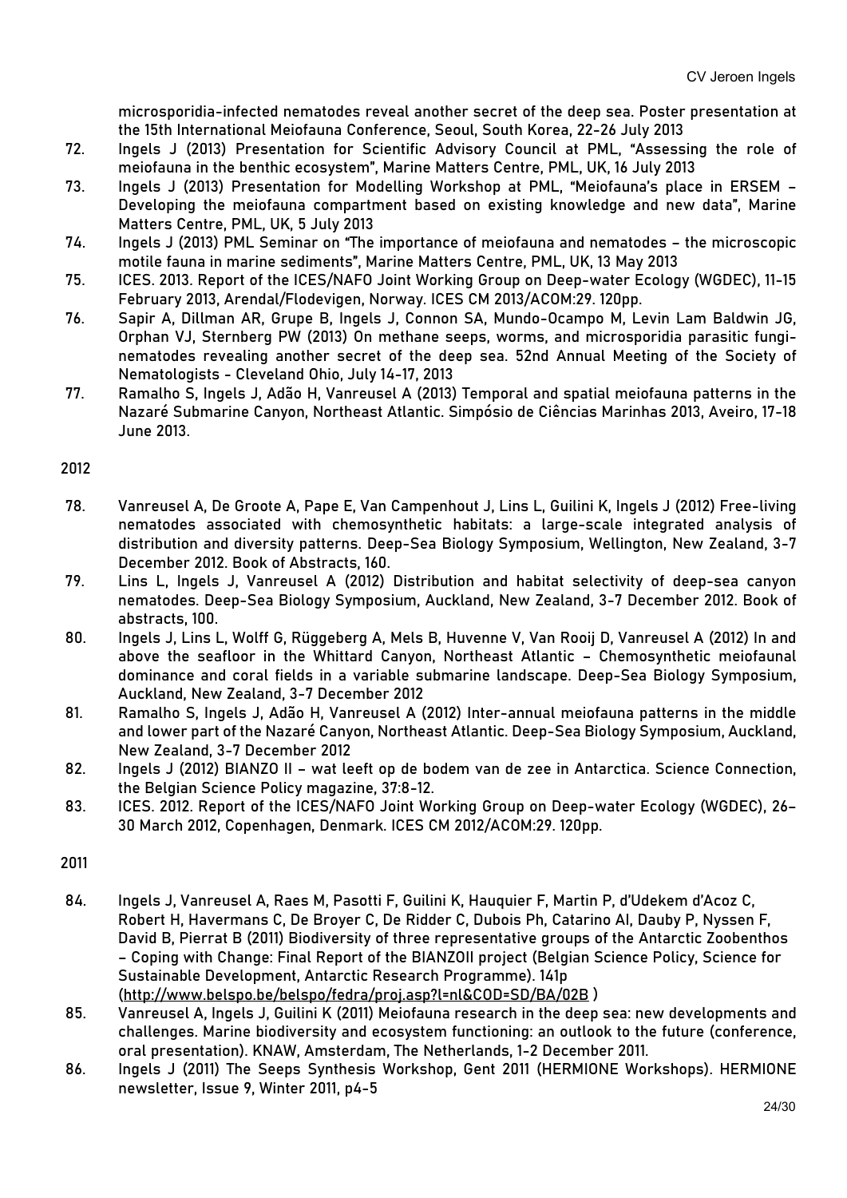microsporidia-infected nematodes reveal another secret of the deep sea. Poster presentation at the 15th International Meiofauna Conference, Seoul, South Korea, 22-26 July 2013

72. Ingels J (2013) Presentation for Scientific Advisory Council at PML, "Assessing the role of meiofauna in the benthic ecosystem", Marine Matters Centre, PML, UK, 16 July 2013
73. Ingels J (2013) Presentation for Modelling Workshop at PML, "Meiofauna's place in ERSEM – Developing the meiofauna compartment based on existing knowledge and new data", Marine Matters Centre, PML, UK, 5 July 2013
74. Ingels J (2013) PML Seminar on "The importance of meiofauna and nematodes – the microscopic motile fauna in marine sediments", Marine Matters Centre, PML, UK, 13 May 2013
75. ICES. 2013. Report of the ICES/NAFO Joint Working Group on Deep-water Ecology (WGDEC), 11-15 February 2013, Arendal/Flodevigen, Norway. ICES CM 2013/ACOM:29. 120pp.
76. Sapir A, Dillman AR, Grupe B, Ingels J, Connon SA, Mundo-Ocampo M, Levin Lam Baldwin JG, Orphan VJ, Sternberg PW (2013) On methane seeps, worms, and microsporidia parasitic fungi-nematodes revealing another secret of the deep sea. 52nd Annual Meeting of the Society of Nematologists - Cleveland Ohio, July 14-17, 2013
77. Ramalho S, Ingels J, Adão H, Vanreusel A (2013) Temporal and spatial meiofauna patterns in the Nazaré Submarine Canyon, Northeast Atlantic. Simpósio de Ciências Marinhas 2013, Aveiro, 17-18 June 2013.

2012

78. Vanreusel A, De Groote A, Pape E, Van Campenhout J, Lins L, Guilini K, Ingels J (2012) Free-living nematodes associated with chemosynthetic habitats: a large-scale integrated analysis of distribution and diversity patterns. Deep-Sea Biology Symposium, Wellington, New Zealand, 3-7 December 2012. Book of Abstracts, 160.
79. Lins L, Ingels J, Vanreusel A (2012) Distribution and habitat selectivity of deep-sea canyon nematodes. Deep-Sea Biology Symposium, Auckland, New Zealand, 3-7 December 2012. Book of abstracts, 100.
80. Ingels J, Lins L, Wolff G, Rüggeberg A, Mels B, Huvenne V, Van Rooij D, Vanreusel A (2012) In and above the seafloor in the Whittard Canyon, Northeast Atlantic – Chemosynthetic meiofaunal dominance and coral fields in a variable submarine landscape. Deep-Sea Biology Symposium, Auckland, New Zealand, 3-7 December 2012
81. Ramalho S, Ingels J, Adão H, Vanreusel A (2012) Inter-annual meiofauna patterns in the middle and lower part of the Nazaré Canyon, Northeast Atlantic. Deep-Sea Biology Symposium, Auckland, New Zealand, 3-7 December 2012
82. Ingels J (2012) BIANZO II – wat leeft op de bodem van de zee in Antarctica. Science Connection, the Belgian Science Policy magazine, 37:8-12.
83. ICES. 2012. Report of the ICES/NAFO Joint Working Group on Deep-water Ecology (WGDEC), 26–30 March 2012, Copenhagen, Denmark. ICES CM 2012/ACOM:29. 120pp.

2011

84. Ingels J, Vanreusel A, Raes M, Pasotti F, Guilini K, Hauquier F, Martin P, d'Udekem d'Acoz C, Robert H, Havermans C, De Broyer C, De Ridder C, Dubois Ph, Catarino AI, Dauby P, Nyssen F, David B, Pierrat B (2011) Biodiversity of three representative groups of the Antarctic Zoobenthos – Coping with Change: Final Report of the BIANZOII project (Belgian Science Policy, Science for Sustainable Development, Antarctic Research Programme). 141p (http://www.belspo.be/belspo/fedra/proj.asp?l=nl&COD=SD/BA/02B )
85. Vanreusel A, Ingels J, Guilini K (2011) Meiofauna research in the deep sea: new developments and challenges. Marine biodiversity and ecosystem functioning: an outlook to the future (conference, oral presentation). KNAW, Amsterdam, The Netherlands, 1-2 December 2011.
86. Ingels J (2011) The Seeps Synthesis Workshop, Gent 2011 (HERMIONE Workshops). HERMIONE newsletter, Issue 9, Winter 2011, p4-5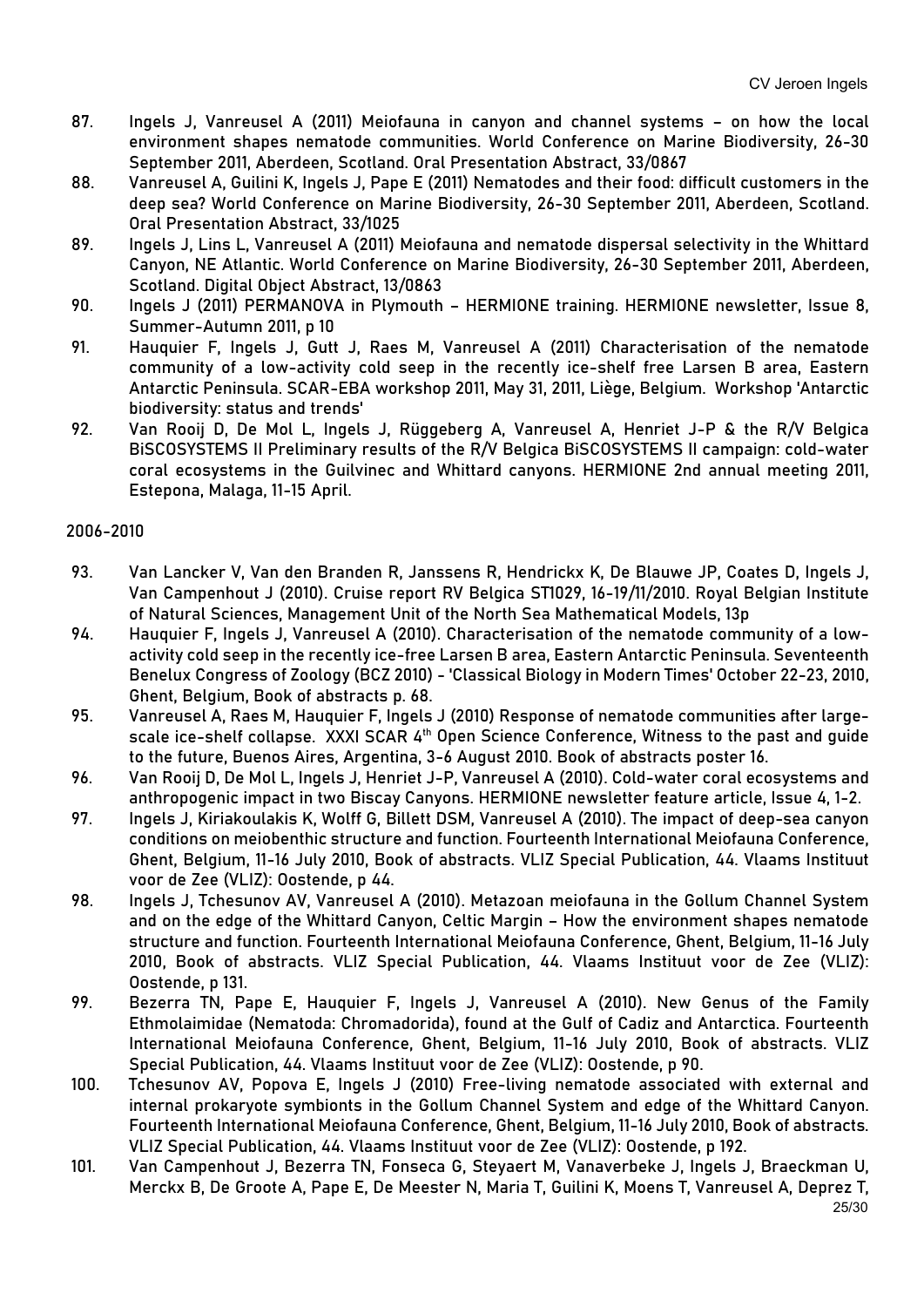87. Ingels J, Vanreusel A (2011) Meiofauna in canyon and channel systems – on how the local environment shapes nematode communities. World Conference on Marine Biodiversity, 26-30 September 2011, Aberdeen, Scotland. Oral Presentation Abstract, 33/0867
88. Vanreusel A, Guilini K, Ingels J, Pape E (2011) Nematodes and their food: difficult customers in the deep sea? World Conference on Marine Biodiversity, 26-30 September 2011, Aberdeen, Scotland. Oral Presentation Abstract, 33/1025
89. Ingels J, Lins L, Vanreusel A (2011) Meiofauna and nematode dispersal selectivity in the Whittard Canyon, NE Atlantic. World Conference on Marine Biodiversity, 26-30 September 2011, Aberdeen, Scotland. Digital Object Abstract, 13/0863
90. Ingels J (2011) PERMANOVA in Plymouth – HERMIONE training. HERMIONE newsletter, Issue 8, Summer-Autumn 2011, p 10
91. Hauquier F, Ingels J, Gutt J, Raes M, Vanreusel A (2011) Characterisation of the nematode community of a low-activity cold seep in the recently ice-shelf free Larsen B area, Eastern Antarctic Peninsula. SCAR-EBA workshop 2011, May 31, 2011, Liège, Belgium. Workshop 'Antarctic biodiversity: status and trends'
92. Van Rooij D, De Mol L, Ingels J, Rüggeberg A, Vanreusel A, Henriet J-P & the R/V Belgica BiSCOSYSTEMS II Preliminary results of the R/V Belgica BiSCOSYSTEMS II campaign: cold-water coral ecosystems in the Guilvinec and Whittard canyons. HERMIONE 2nd annual meeting 2011, Estepona, Malaga, 11-15 April.

2006-2010

93. Van Lancker V, Van den Branden R, Janssens R, Hendrickx K, De Blauwe JP, Coates D, Ingels J, Van Campenhout J (2010). Cruise report RV Belgica ST1029, 16-19/11/2010. Royal Belgian Institute of Natural Sciences, Management Unit of the North Sea Mathematical Models, 13p
94. Hauquier F, Ingels J, Vanreusel A (2010). Characterisation of the nematode community of a low-activity cold seep in the recently ice-free Larsen B area, Eastern Antarctic Peninsula. Seventeenth Benelux Congress of Zoology (BCZ 2010) - 'Classical Biology in Modern Times' October 22-23, 2010, Ghent, Belgium, Book of abstracts p. 68.
95. Vanreusel A, Raes M, Hauquier F, Ingels J (2010) Response of nematode communities after large-scale ice-shelf collapse. XXXI SCAR 4th Open Science Conference, Witness to the past and guide to the future, Buenos Aires, Argentina, 3-6 August 2010. Book of abstracts poster 16.
96. Van Rooij D, De Mol L, Ingels J, Henriet J-P, Vanreusel A (2010). Cold-water coral ecosystems and anthropogenic impact in two Biscay Canyons. HERMIONE newsletter feature article, Issue 4, 1-2.
97. Ingels J, Kiriakoulakis K, Wolff G, Billett DSM, Vanreusel A (2010). The impact of deep-sea canyon conditions on meiobenthic structure and function. Fourteenth International Meiofauna Conference, Ghent, Belgium, 11-16 July 2010, Book of abstracts. VLIZ Special Publication, 44. Vlaams Instituut voor de Zee (VLIZ): Oostende, p 44.
98. Ingels J, Tchesunov AV, Vanreusel A (2010). Metazoan meiofauna in the Gollum Channel System and on the edge of the Whittard Canyon, Celtic Margin – How the environment shapes nematode structure and function. Fourteenth International Meiofauna Conference, Ghent, Belgium, 11-16 July 2010, Book of abstracts. VLIZ Special Publication, 44. Vlaams Instituut voor de Zee (VLIZ): Oostende, p 131.
99. Bezerra TN, Pape E, Hauquier F, Ingels J, Vanreusel A (2010). New Genus of the Family Ethmolaimidae (Nematoda: Chromadorida), found at the Gulf of Cadiz and Antarctica. Fourteenth International Meiofauna Conference, Ghent, Belgium, 11-16 July 2010, Book of abstracts. VLIZ Special Publication, 44. Vlaams Instituut voor de Zee (VLIZ): Oostende, p 90.
100. Tchesunov AV, Popova E, Ingels J (2010) Free-living nematode associated with external and internal prokaryote symbionts in the Gollum Channel System and edge of the Whittard Canyon. Fourteenth International Meiofauna Conference, Ghent, Belgium, 11-16 July 2010, Book of abstracts. VLIZ Special Publication, 44. Vlaams Instituut voor de Zee (VLIZ): Oostende, p 192.
101. Van Campenhout J, Bezerra TN, Fonseca G, Steyaert M, Vanaverbeke J, Ingels J, Braeckman U, Merckx B, De Groote A, Pape E, De Meester N, Maria T, Guilini K, Moens T, Vanreusel A, Deprez T,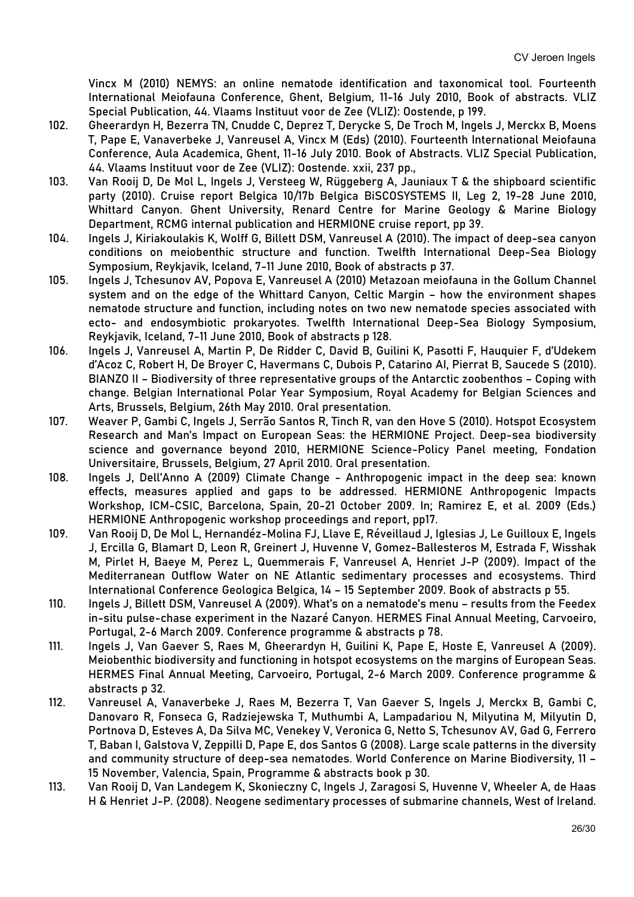Vincx M (2010) NEMYS: an online nematode identification and taxonomical tool. Fourteenth International Meiofauna Conference, Ghent, Belgium, 11-16 July 2010, Book of abstracts. VLIZ Special Publication, 44. Vlaams Instituut voor de Zee (VLIZ): Oostende, p 199.

102. Gheerardyn H, Bezerra TN, Cnudde C, Deprez T, Derycke S, De Troch M, Ingels J, Merckx B, Moens T, Pape E, Vanaverbeke J, Vanreusel A, Vincx M (Eds) (2010). Fourteenth International Meiofauna Conference, Aula Academica, Ghent, 11-16 July 2010. Book of Abstracts. VLIZ Special Publication, 44. Vlaams Instituut voor de Zee (VLIZ): Oostende. xxii, 237 pp.,
103. Van Rooij D, De Mol L, Ingels J, Versteeg W, Rüggeberg A, Jauniaux T & the shipboard scientific party (2010). Cruise report Belgica 10/17b Belgica BiSCOSYSTEMS II, Leg 2, 19-28 June 2010, Whittard Canyon. Ghent University, Renard Centre for Marine Geology & Marine Biology Department, RCMG internal publication and HERMIONE cruise report, pp 39.
104. Ingels J, Kiriakoulakis K, Wolff G, Billett DSM, Vanreusel A (2010). The impact of deep-sea canyon conditions on meiobenthic structure and function. Twelfth International Deep-Sea Biology Symposium, Reykjavik, Iceland, 7-11 June 2010, Book of abstracts p 37.
105. Ingels J, Tchesunov AV, Popova E, Vanreusel A (2010) Metazoan meiofauna in the Gollum Channel system and on the edge of the Whittard Canyon, Celtic Margin – how the environment shapes nematode structure and function, including notes on two new nematode species associated with ecto- and endosymbiotic prokaryotes. Twelfth International Deep-Sea Biology Symposium, Reykjavik, Iceland, 7-11 June 2010, Book of abstracts p 128.
106. Ingels J, Vanreusel A, Martin P, De Ridder C, David B, Guilini K, Pasotti F, Hauquier F, d'Udekem d'Acoz C, Robert H, De Broyer C, Havermans C, Dubois P, Catarino AI, Pierrat B, Saucede S (2010). BIANZO II – Biodiversity of three representative groups of the Antarctic zoobenthos – Coping with change. Belgian International Polar Year Symposium, Royal Academy for Belgian Sciences and Arts, Brussels, Belgium, 26th May 2010. Oral presentation.
107. Weaver P, Gambi C, Ingels J, Serrão Santos R, Tinch R, van den Hove S (2010). Hotspot Ecosystem Research and Man's Impact on European Seas: the HERMIONE Project. Deep-sea biodiversity science and governance beyond 2010, HERMIONE Science-Policy Panel meeting, Fondation Universitaire, Brussels, Belgium, 27 April 2010. Oral presentation.
108. Ingels J, Dell'Anno A (2009) Climate Change - Anthropogenic impact in the deep sea: known effects, measures applied and gaps to be addressed. HERMIONE Anthropogenic Impacts Workshop, ICM-CSIC, Barcelona, Spain, 20-21 October 2009. In; Ramirez E, et al. 2009 (Eds.) HERMIONE Anthropogenic workshop proceedings and report, pp17.
109. Van Rooij D, De Mol L, Hernandéz-Molina FJ, Llave E, Réveillaud J, Iglesias J, Le Guilloux E, Ingels J, Ercilla G, Blamart D, Leon R, Greinert J, Huvenne V, Gomez-Ballesteros M, Estrada F, Wisshak M, Pirlet H, Baeye M, Perez L, Quemmerais F, Vanreusel A, Henriet J-P (2009). Impact of the Mediterranean Outflow Water on NE Atlantic sedimentary processes and ecosystems. Third International Conference Geologica Belgica, 14 – 15 September 2009. Book of abstracts p 55.
110. Ingels J, Billett DSM, Vanreusel A (2009). What's on a nematode's menu – results from the Feedex in-situ pulse-chase experiment in the Nazaré Canyon. HERMES Final Annual Meeting, Carvoeiro, Portugal, 2-6 March 2009. Conference programme & abstracts p 78.
111. Ingels J, Van Gaever S, Raes M, Gheerardyn H, Guilini K, Pape E, Hoste E, Vanreusel A (2009). Meiobenthic biodiversity and functioning in hotspot ecosystems on the margins of European Seas. HERMES Final Annual Meeting, Carvoeiro, Portugal, 2-6 March 2009. Conference programme & abstracts p 32.
112. Vanreusel A, Vanaverbeke J, Raes M, Bezerra T, Van Gaever S, Ingels J, Merckx B, Gambi C, Danovaro R, Fonseca G, Radziejewska T, Muthumbi A, Lampadariou N, Milyutina M, Milyutin D, Portnova D, Esteves A, Da Silva MC, Venekey V, Veronica G, Netto S, Tchesunov AV, Gad G, Ferrero T, Baban I, Galstova V, Zeppilli D, Pape E, dos Santos G (2008). Large scale patterns in the diversity and community structure of deep-sea nematodes. World Conference on Marine Biodiversity, 11 – 15 November, Valencia, Spain, Programme & abstracts book p 30.
113. Van Rooij D, Van Landegem K, Skonieczny C, Ingels J, Zaragosi S, Huvenne V, Wheeler A, de Haas H & Henriet J-P. (2008). Neogene sedimentary processes of submarine channels, West of Ireland.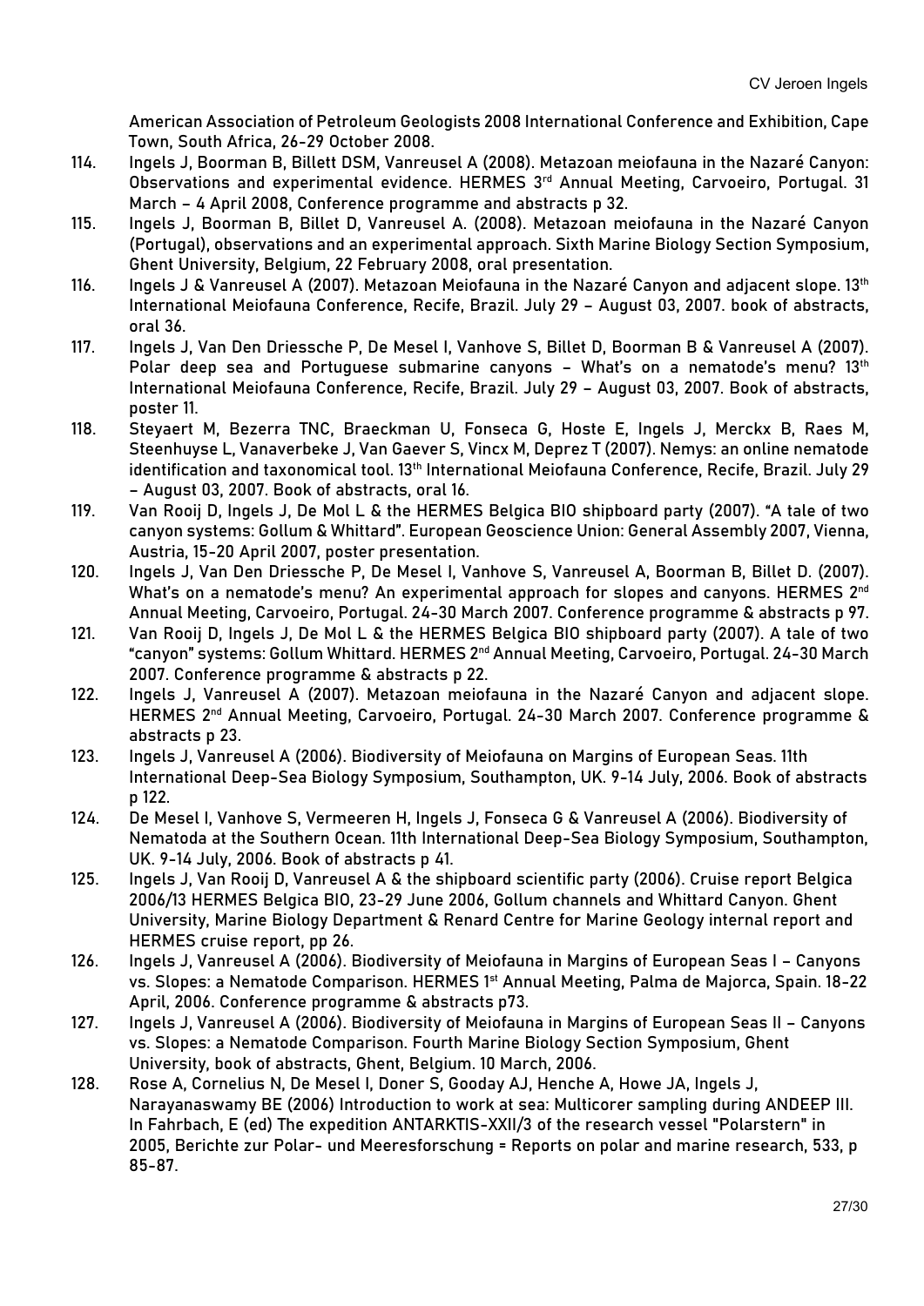American Association of Petroleum Geologists 2008 International Conference and Exhibition, Cape Town, South Africa, 26-29 October 2008.

114. Ingels J, Boorman B, Billett DSM, Vanreusel A (2008). Metazoan meiofauna in the Nazaré Canyon: Observations and experimental evidence. HERMES 3rd Annual Meeting, Carvoeiro, Portugal. 31 March – 4 April 2008, Conference programme and abstracts p 32.
115. Ingels J, Boorman B, Billet D, Vanreusel A. (2008). Metazoan meiofauna in the Nazaré Canyon (Portugal), observations and an experimental approach. Sixth Marine Biology Section Symposium, Ghent University, Belgium, 22 February 2008, oral presentation.
116. Ingels J & Vanreusel A (2007). Metazoan Meiofauna in the Nazaré Canyon and adjacent slope. 13th International Meiofauna Conference, Recife, Brazil. July 29 – August 03, 2007. book of abstracts, oral 36.
117. Ingels J, Van Den Driessche P, De Mesel I, Vanhove S, Billet D, Boorman B & Vanreusel A (2007). Polar deep sea and Portuguese submarine canyons – What's on a nematode's menu? 13th International Meiofauna Conference, Recife, Brazil. July 29 – August 03, 2007. Book of abstracts, poster 11.
118. Steyaert M, Bezerra TNC, Braeckman U, Fonseca G, Hoste E, Ingels J, Merckx B, Raes M, Steenhuyse L, Vanaverbeke J, Van Gaever S, Vincx M, Deprez T (2007). Nemys: an online nematode identification and taxonomical tool. 13th International Meiofauna Conference, Recife, Brazil. July 29 – August 03, 2007. Book of abstracts, oral 16.
119. Van Rooij D, Ingels J, De Mol L & the HERMES Belgica BIO shipboard party (2007). "A tale of two canyon systems: Gollum & Whittard". European Geoscience Union: General Assembly 2007, Vienna, Austria, 15-20 April 2007, poster presentation.
120. Ingels J, Van Den Driessche P, De Mesel I, Vanhove S, Vanreusel A, Boorman B, Billet D. (2007). What's on a nematode's menu? An experimental approach for slopes and canyons. HERMES 2nd Annual Meeting, Carvoeiro, Portugal. 24-30 March 2007. Conference programme & abstracts p 97.
121. Van Rooij D, Ingels J, De Mol L & the HERMES Belgica BIO shipboard party (2007). A tale of two "canyon" systems: Gollum Whittard. HERMES 2nd Annual Meeting, Carvoeiro, Portugal. 24-30 March 2007. Conference programme & abstracts p 22.
122. Ingels J, Vanreusel A (2007). Metazoan meiofauna in the Nazaré Canyon and adjacent slope. HERMES 2nd Annual Meeting, Carvoeiro, Portugal. 24-30 March 2007. Conference programme & abstracts p 23.
123. Ingels J, Vanreusel A (2006). Biodiversity of Meiofauna on Margins of European Seas. 11th International Deep-Sea Biology Symposium, Southampton, UK. 9-14 July, 2006. Book of abstracts p 122.
124. De Mesel I, Vanhove S, Vermeeren H, Ingels J, Fonseca G & Vanreusel A (2006). Biodiversity of Nematoda at the Southern Ocean. 11th International Deep-Sea Biology Symposium, Southampton, UK. 9-14 July, 2006. Book of abstracts p 41.
125. Ingels J, Van Rooij D, Vanreusel A & the shipboard scientific party (2006). Cruise report Belgica 2006/13 HERMES Belgica BIO, 23-29 June 2006, Gollum channels and Whittard Canyon. Ghent University, Marine Biology Department & Renard Centre for Marine Geology internal report and HERMES cruise report, pp 26.
126. Ingels J, Vanreusel A (2006). Biodiversity of Meiofauna in Margins of European Seas I – Canyons vs. Slopes: a Nematode Comparison. HERMES 1st Annual Meeting, Palma de Majorca, Spain. 18-22 April, 2006. Conference programme & abstracts p73.
127. Ingels J, Vanreusel A (2006). Biodiversity of Meiofauna in Margins of European Seas II – Canyons vs. Slopes: a Nematode Comparison. Fourth Marine Biology Section Symposium, Ghent University, book of abstracts, Ghent, Belgium. 10 March, 2006.
128. Rose A, Cornelius N, De Mesel I, Doner S, Gooday AJ, Henche A, Howe JA, Ingels J, Narayanaswamy BE (2006) Introduction to work at sea: Multicorer sampling during ANDEEP III. In Fahrbach, E (ed) The expedition ANTARKTIS-XXII/3 of the research vessel "Polarstern" in 2005, Berichte zur Polar- und Meeresforschung = Reports on polar and marine research, 533, p 85-87.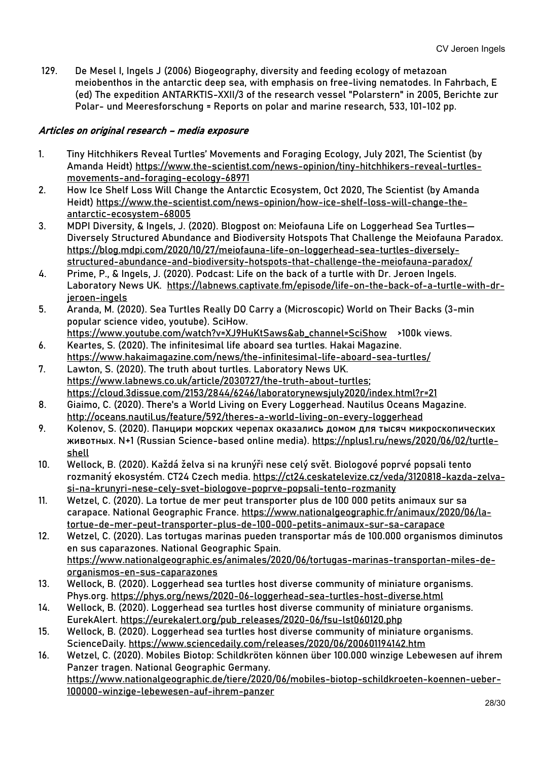129. De Mesel I, Ingels J (2006) Biogeography, diversity and feeding ecology of metazoan meiobenthos in the antarctic deep sea, with emphasis on free-living nematodes. In Fahrbach, E (ed) The expedition ANTARKTIS-XXII/3 of the research vessel "Polarstern" in 2005, Berichte zur Polar- und Meeresforschung = Reports on polar and marine research, 533, 101-102 pp.

***Articles on original research – media exposure***

1. Tiny Hitchhikers Reveal Turtles' Movements and Foraging Ecology, July 2021, The Scientist (by Amanda Heidt) https://www.the-scientist.com/news-opinion/tiny-hitchhikers-reveal-turtles-movements-and-foraging-ecology-68971
2. How Ice Shelf Loss Will Change the Antarctic Ecosystem, Oct 2020, The Scientist (by Amanda Heidt) https://www.the-scientist.com/news-opinion/how-ice-shelf-loss-will-change-the-antarctic-ecosystem-68005
3. MDPI Diversity, & Ingels, J. (2020). Blogpost on: Meiofauna Life on Loggerhead Sea Turtles—Diversely Structured Abundance and Biodiversity Hotspots That Challenge the Meiofauna Paradox. https://blog.mdpi.com/2020/10/27/meiofauna-life-on-loggerhead-sea-turtles-diversely-structured-abundance-and-biodiversity-hotspots-that-challenge-the-meiofauna-paradox/
4. Prime, P., & Ingels, J. (2020). Podcast: Life on the back of a turtle with Dr. Jeroen Ingels. Laboratory News UK. https://labnews.captivate.fm/episode/life-on-the-back-of-a-turtle-with-dr-jeroen-ingels
5. Aranda, M. (2020). Sea Turtles Really DO Carry a (Microscopic) World on Their Backs (3-min popular science video, youtube). SciHow. https://www.youtube.com/watch?v=XJ9HuKtSaws&ab_channel=SciShow >100k views.
6. Keartes, S. (2020). The infinitesimal life aboard sea turtles. Hakai Magazine. https://www.hakaimagazine.com/news/the-infinitesimal-life-aboard-sea-turtles/
7. Lawton, S. (2020). The truth about turtles. Laboratory News UK. https://www.labnews.co.uk/article/2030727/the-truth-about-turtles; https://cloud.3dissue.com/2153/2844/6246/laboratorynewsjuly2020/index.html?r=21
8. Giaimo, C. (2020). There's a World Living on Every Loggerhead. Nautilus Oceans Magazine. http://oceans.nautil.us/feature/592/theres-a-world-living-on-every-loggerhead
9. Kolenov, S. (2020). Панцири морских черепах оказались домом для тысяч микроскопических животных. N+1 (Russian Science-based online media). https://nplus1.ru/news/2020/06/02/turtle-shell
10. Wellock, B. (2020). Každá želva si na krunýři nese celý svět. Biologové poprvé popsali tento rozmanitý ekosystém. CT24 Czech media. https://ct24.ceskatelevize.cz/veda/3120818-kazda-zelva-si-na-krunyri-nese-cely-svet-biologove-poprve-popsali-tento-rozmanity
11. Wetzel, C. (2020). La tortue de mer peut transporter plus de 100 000 petits animaux sur sa carapace. National Geographic France. https://www.nationalgeographic.fr/animaux/2020/06/la-tortue-de-mer-peut-transporter-plus-de-100-000-petits-animaux-sur-sa-carapace
12. Wetzel, C. (2020). Las tortugas marinas pueden transportar más de 100.000 organismos diminutos en sus caparazones. National Geographic Spain. https://www.nationalgeographic.es/animales/2020/06/tortugas-marinas-transportan-miles-de-organismos-en-sus-caparazones
13. Wellock, B. (2020). Loggerhead sea turtles host diverse community of miniature organisms. Phys.org. https://phys.org/news/2020-06-loggerhead-sea-turtles-host-diverse.html
14. Wellock, B. (2020). Loggerhead sea turtles host diverse community of miniature organisms. EurekAlert. https://eurekalert.org/pub_releases/2020-06/fsu-lst060120.php
15. Wellock, B. (2020). Loggerhead sea turtles host diverse community of miniature organisms. ScienceDaily. https://www.sciencedaily.com/releases/2020/06/200601194142.htm
16. Wetzel, C. (2020). Mobiles Biotop: Schildkröten können über 100.000 winzige Lebewesen auf ihrem Panzer tragen. National Geographic Germany. https://www.nationalgeographic.de/tiere/2020/06/mobiles-biotop-schildkroeten-koennen-ueber-100000-winzige-lebewesen-auf-ihrem-panzer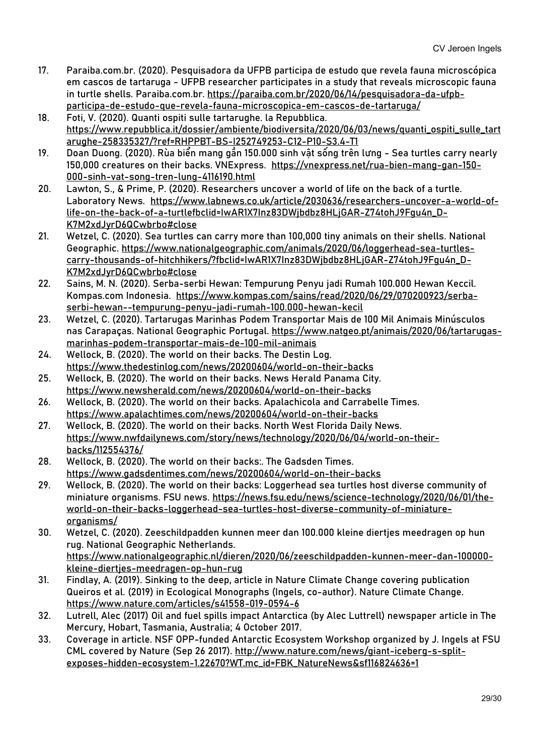17. Paraiba.com.br. (2020). Pesquisadora da UFPB participa de estudo que revela fauna microscópica em cascos de tartaruga - UFPB researcher participates in a study that reveals microscopic fauna in turtle shells. Paraiba.com.br. https://paraiba.com.br/2020/06/14/pesquisadora-da-ufpb-participa-de-estudo-que-revela-fauna-microscopica-em-cascos-de-tartaruga/
18. Foti, V. (2020). Quanti ospiti sulle tartarughe. la Repubblica. https://www.repubblica.it/dossier/ambiente/biodiversita/2020/06/03/news/quanti_ospiti_sulle_tartarughe-258335327/?ref=RHPPBT-BS-I252749253-C12-P10-S3.4-T1
19. Doan Duong. (2020). Rùa biển mang gần 150.000 sinh vật sống trên lưng - Sea turtles carry nearly 150,000 creatures on their backs. VNExpress. https://vnexpress.net/rua-bien-mang-gan-150-000-sinh-vat-song-tren-lung-4116190.html
20. Lawton, S., & Prime, P. (2020). Researchers uncover a world of life on the back of a turtle. Laboratory News. https://www.labnews.co.uk/article/2030636/researchers-uncover-a-world-of-life-on-the-back-of-a-turtlefbclid=IwAR1X7Inz83DWjbdbz8HLjGAR-Z74tohJ9Fgu4n_D-K7M2xdJyrD6QCwbrbo#close
21. Wetzel, C. (2020). Sea turtles can carry more than 100,000 tiny animals on their shells. National Geographic. https://www.nationalgeographic.com/animals/2020/06/loggerhead-sea-turtles-carry-thousands-of-hitchhikers/?fbclid=IwAR1X7Inz83DWjbdbz8HLjGAR-Z74tohJ9Fgu4n_D-K7M2xdJyrD6QCwbrbo#close
22. Sains, M. N. (2020). Serba-serbi Hewan: Tempurung Penyu jadi Rumah 100.000 Hewan Keccil. Kompas.com Indonesia. https://www.kompas.com/sains/read/2020/06/29/070200923/serba-serbi-hewan--tempurung-penyu-jadi-rumah-100.000-hewan-kecil
23. Wetzel, C. (2020). Tartarugas Marinhas Podem Transportar Mais de 100 Mil Animais Minúsculos nas Carapaças. National Geographic Portugal. https://www.natgeo.pt/animais/2020/06/tartarugas-marinhas-podem-transportar-mais-de-100-mil-animais
24. Wellock, B. (2020). The world on their backs. The Destin Log. https://www.thedestinlog.com/news/20200604/world-on-their-backs
25. Wellock, B. (2020). The world on their backs. News Herald Panama City. https://www.newsherald.com/news/20200604/world-on-their-backs
26. Wellock, B. (2020). The world on their backs. Apalachicola and Carrabelle Times. https://www.apalachtimes.com/news/20200604/world-on-their-backs
27. Wellock, B. (2020). The world on their backs. North West Florida Daily News. https://www.nwfdailynews.com/story/news/technology/2020/06/04/world-on-their-backs/112554376/
28. Wellock, B. (2020). The world on their backs:. The Gadsden Times. https://www.gadsdentimes.com/news/20200604/world-on-their-backs
29. Wellock, B. (2020). The world on their backs: Loggerhead sea turtles host diverse community of miniature organisms. FSU news. https://news.fsu.edu/news/science-technology/2020/06/01/the-world-on-their-backs-loggerhead-sea-turtles-host-diverse-community-of-miniature-organisms/
30. Wetzel, C. (2020). Zeeschildpadden kunnen meer dan 100.000 kleine diertjes meedragen op hun rug. National Geographic Netherlands. https://www.nationalgeographic.nl/dieren/2020/06/zeeschildpadden-kunnen-meer-dan-100000-kleine-diertjes-meedragen-op-hun-rug
31. Findlay, A. (2019). Sinking to the deep, article in Nature Climate Change covering publication Queiros et al. (2019) in Ecological Monographs (Ingels, co-author). Nature Climate Change. https://www.nature.com/articles/s41558-019-0594-6
32. Lutrell, Alec (2017) Oil and fuel spills impact Antarctica (by Alec Luttrell) newspaper article in The Mercury, Hobart, Tasmania, Australia; 4 October 2017.
33. Coverage in article. NSF OPP-funded Antarctic Ecosystem Workshop organized by J. Ingels at FSU CML covered by Nature (Sep 26 2017). http://www.nature.com/news/giant-iceberg-s-split-exposes-hidden-ecosystem-1.22670?WT.mc_id=FBK_NatureNews&sf116824636=1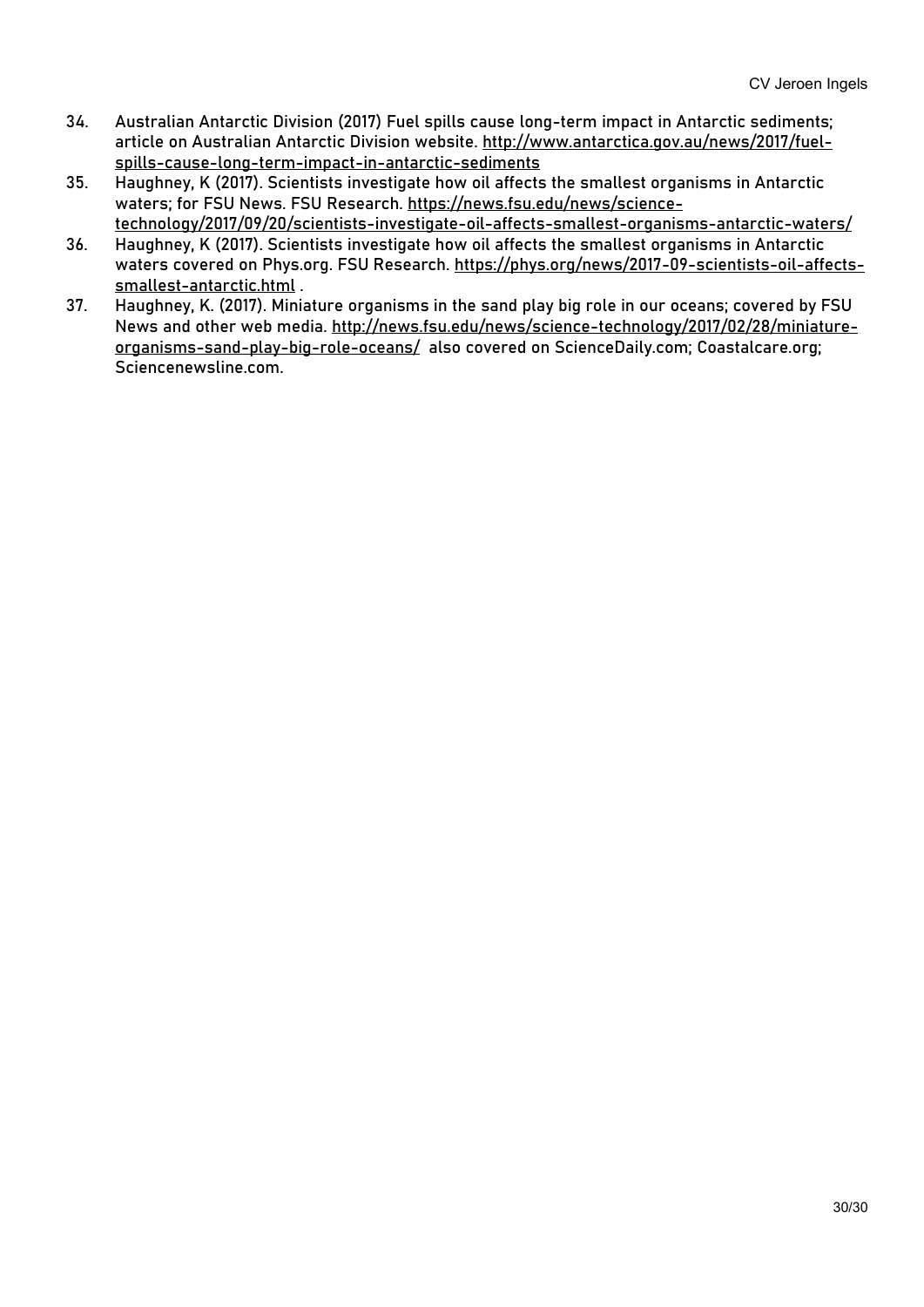34. Australian Antarctic Division (2017) Fuel spills cause long-term impact in Antarctic sediments; article on Australian Antarctic Division website. http://www.antarctica.gov.au/news/2017/fuel-spills-cause-long-term-impact-in-antarctic-sediments
35. Haughney, K (2017). Scientists investigate how oil affects the smallest organisms in Antarctic waters; for FSU News. FSU Research. https://news.fsu.edu/news/science-technology/2017/09/20/scientists-investigate-oil-affects-smallest-organisms-antarctic-waters/
36. Haughney, K (2017). Scientists investigate how oil affects the smallest organisms in Antarctic waters covered on Phys.org. FSU Research. https://phys.org/news/2017-09-scientists-oil-affects-smallest-antarctic.html .
37. Haughney, K. (2017). Miniature organisms in the sand play big role in our oceans; covered by FSU News and other web media. http://news.fsu.edu/news/science-technology/2017/02/28/miniature-organisms-sand-play-big-role-oceans/ also covered on ScienceDaily.com; Coastalcare.org; Sciencenewsline.com.